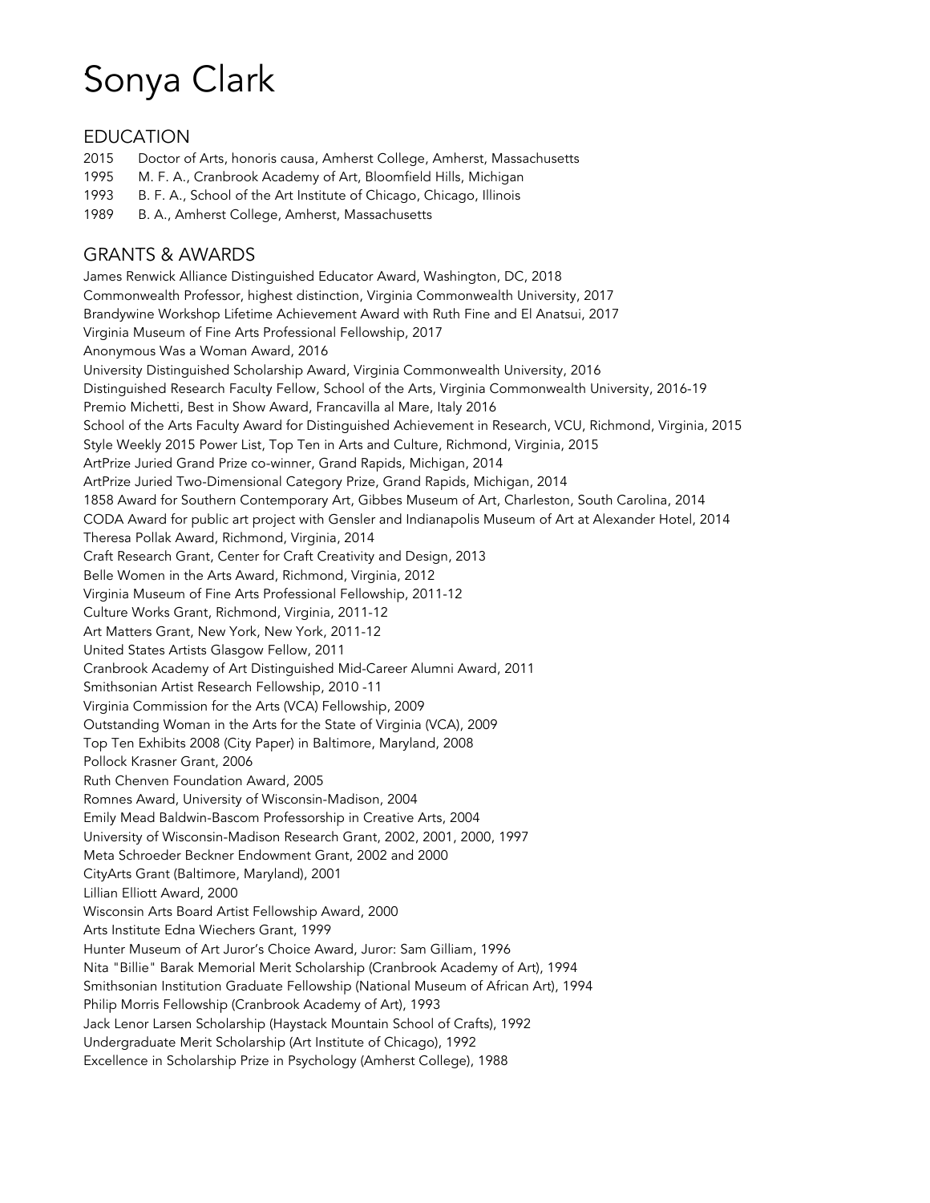# Sonya Clark

## EDUCATION

2015 Doctor of Arts, honoris causa, Amherst College, Amherst, Massachusetts
1995 M. F. A., Cranbrook Academy of Art, Bloomfield Hills, Michigan
1993 B. F. A., School of the Art Institute of Chicago, Chicago, Illinois
1989 B. A., Amherst College, Amherst, Massachusetts

## GRANTS & AWARDS

James Renwick Alliance Distinguished Educator Award, Washington, DC, 2018
Commonwealth Professor, highest distinction, Virginia Commonwealth University, 2017
Brandywine Workshop Lifetime Achievement Award with Ruth Fine and El Anatsui, 2017
Virginia Museum of Fine Arts Professional Fellowship, 2017
Anonymous Was a Woman Award, 2016
University Distinguished Scholarship Award, Virginia Commonwealth University, 2016
Distinguished Research Faculty Fellow, School of the Arts, Virginia Commonwealth University, 2016-19
Premio Michetti, Best in Show Award, Francavilla al Mare, Italy 2016
School of the Arts Faculty Award for Distinguished Achievement in Research, VCU, Richmond, Virginia, 2015
Style Weekly 2015 Power List, Top Ten in Arts and Culture, Richmond, Virginia, 2015
ArtPrize Juried Grand Prize co-winner, Grand Rapids, Michigan, 2014
ArtPrize Juried Two-Dimensional Category Prize, Grand Rapids, Michigan, 2014
1858 Award for Southern Contemporary Art, Gibbes Museum of Art, Charleston, South Carolina, 2014
CODA Award for public art project with Gensler and Indianapolis Museum of Art at Alexander Hotel, 2014
Theresa Pollak Award, Richmond, Virginia, 2014
Craft Research Grant, Center for Craft Creativity and Design, 2013
Belle Women in the Arts Award, Richmond, Virginia, 2012
Virginia Museum of Fine Arts Professional Fellowship, 2011-12
Culture Works Grant, Richmond, Virginia, 2011-12
Art Matters Grant, New York, New York, 2011-12
United States Artists Glasgow Fellow, 2011
Cranbrook Academy of Art Distinguished Mid-Career Alumni Award, 2011
Smithsonian Artist Research Fellowship, 2010 -11
Virginia Commission for the Arts (VCA) Fellowship, 2009
Outstanding Woman in the Arts for the State of Virginia (VCA), 2009
Top Ten Exhibits 2008 (City Paper) in Baltimore, Maryland, 2008
Pollock Krasner Grant, 2006
Ruth Chenven Foundation Award, 2005
Romnes Award, University of Wisconsin-Madison, 2004
Emily Mead Baldwin-Bascom Professorship in Creative Arts, 2004
University of Wisconsin-Madison Research Grant, 2002, 2001, 2000, 1997
Meta Schroeder Beckner Endowment Grant, 2002 and 2000
CityArts Grant (Baltimore, Maryland), 2001
Lillian Elliott Award, 2000
Wisconsin Arts Board Artist Fellowship Award, 2000
Arts Institute Edna Wiechers Grant, 1999
Hunter Museum of Art Juror's Choice Award, Juror: Sam Gilliam, 1996
Nita "Billie" Barak Memorial Merit Scholarship (Cranbrook Academy of Art), 1994
Smithsonian Institution Graduate Fellowship (National Museum of African Art), 1994
Philip Morris Fellowship (Cranbrook Academy of Art), 1993
Jack Lenor Larsen Scholarship (Haystack Mountain School of Crafts), 1992
Undergraduate Merit Scholarship (Art Institute of Chicago), 1992
Excellence in Scholarship Prize in Psychology (Amherst College), 1988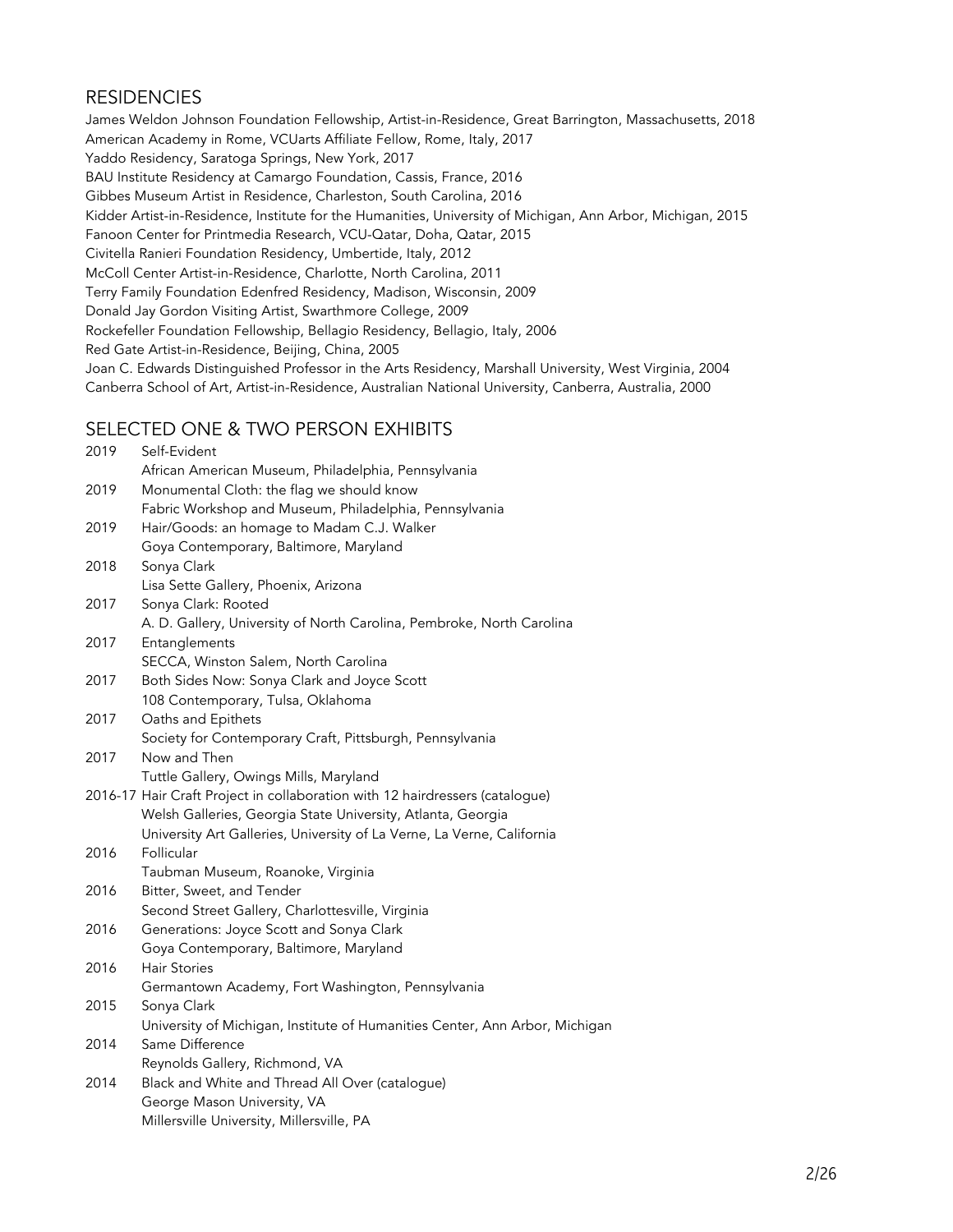## RESIDENCIES

James Weldon Johnson Foundation Fellowship, Artist-in-Residence, Great Barrington, Massachusetts, 2018
American Academy in Rome, VCUarts Affiliate Fellow, Rome, Italy, 2017
Yaddo Residency, Saratoga Springs, New York, 2017
BAU Institute Residency at Camargo Foundation, Cassis, France, 2016
Gibbes Museum Artist in Residence, Charleston, South Carolina, 2016
Kidder Artist-in-Residence, Institute for the Humanities, University of Michigan, Ann Arbor, Michigan, 2015
Fanoon Center for Printmedia Research, VCU-Qatar, Doha, Qatar, 2015
Civitella Ranieri Foundation Residency, Umbertide, Italy, 2012
McColl Center Artist-in-Residence, Charlotte, North Carolina, 2011
Terry Family Foundation Edenfred Residency, Madison, Wisconsin, 2009
Donald Jay Gordon Visiting Artist, Swarthmore College, 2009
Rockefeller Foundation Fellowship, Bellagio Residency, Bellagio, Italy, 2006
Red Gate Artist-in-Residence, Beijing, China, 2005
Joan C. Edwards Distinguished Professor in the Arts Residency, Marshall University, West Virginia, 2004
Canberra School of Art, Artist-in-Residence, Australian National University, Canberra, Australia, 2000

## SELECTED ONE & TWO PERSON EXHIBITS

2019 Self-Evident
African American Museum, Philadelphia, Pennsylvania

2019 Monumental Cloth: the flag we should know
Fabric Workshop and Museum, Philadelphia, Pennsylvania

2019 Hair/Goods: an homage to Madam C.J. Walker
Goya Contemporary, Baltimore, Maryland

2018 Sonya Clark
Lisa Sette Gallery, Phoenix, Arizona

2017 Sonya Clark: Rooted
A. D. Gallery, University of North Carolina, Pembroke, North Carolina

2017 Entanglements
SECCA, Winston Salem, North Carolina

2017 Both Sides Now: Sonya Clark and Joyce Scott
108 Contemporary, Tulsa, Oklahoma

2017 Oaths and Epithets
Society for Contemporary Craft, Pittsburgh, Pennsylvania

2017 Now and Then
Tuttle Gallery, Owings Mills, Maryland

2016-17 Hair Craft Project in collaboration with 12 hairdressers (catalogue)
Welsh Galleries, Georgia State University, Atlanta, Georgia
University Art Galleries, University of La Verne, La Verne, California

2016 Follicular
Taubman Museum, Roanoke, Virginia

2016 Bitter, Sweet, and Tender
Second Street Gallery, Charlottesville, Virginia

2016 Generations: Joyce Scott and Sonya Clark
Goya Contemporary, Baltimore, Maryland

2016 Hair Stories
Germantown Academy, Fort Washington, Pennsylvania

2015 Sonya Clark
University of Michigan, Institute of Humanities Center, Ann Arbor, Michigan

2014 Same Difference
Reynolds Gallery, Richmond, VA

2014 Black and White and Thread All Over (catalogue)
George Mason University, VA
Millersville University, Millersville, PA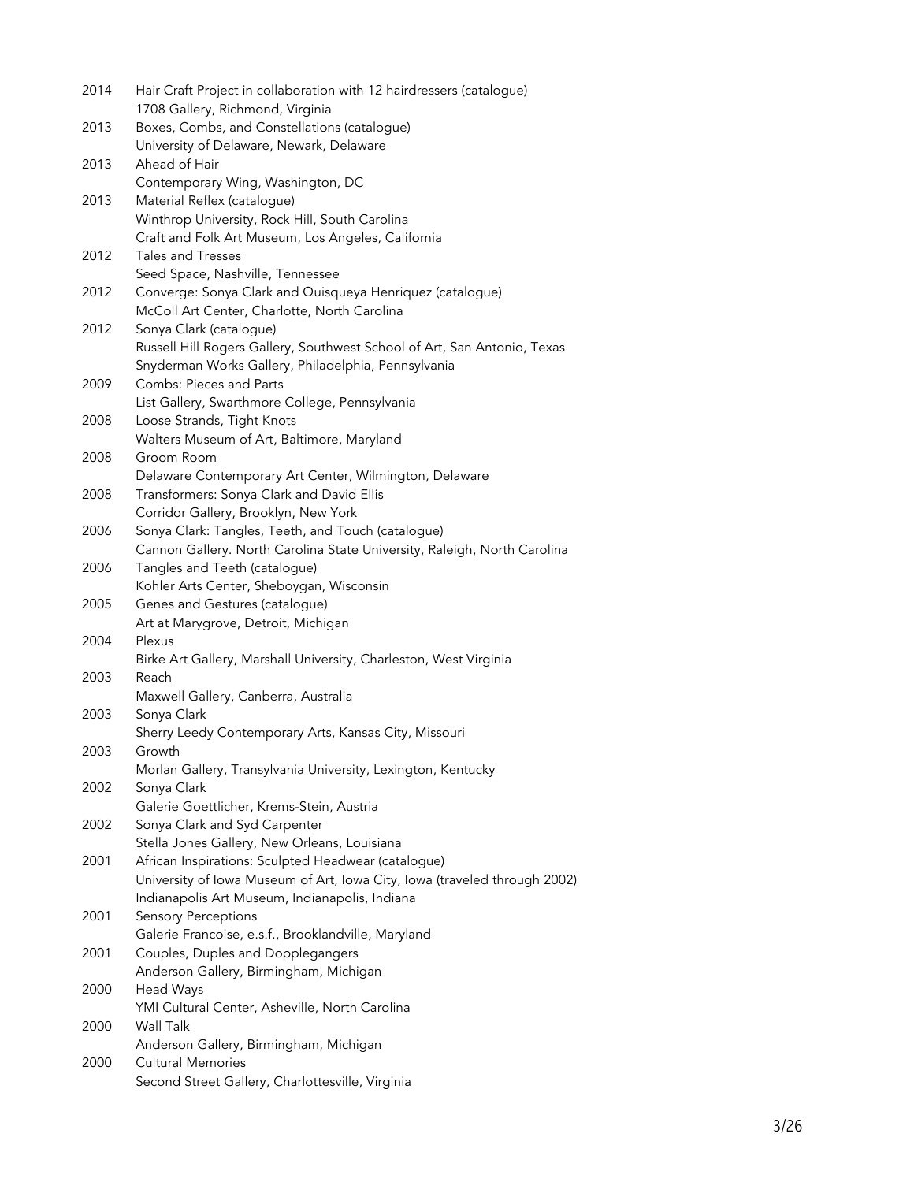2014 Hair Craft Project in collaboration with 12 hairdressers (catalogue)
1708 Gallery, Richmond, Virginia

2013 Boxes, Combs, and Constellations (catalogue)
University of Delaware, Newark, Delaware

2013 Ahead of Hair
Contemporary Wing, Washington, DC

2013 Material Reflex (catalogue)
Winthrop University, Rock Hill, South Carolina
Craft and Folk Art Museum, Los Angeles, California

2012 Tales and Tresses
Seed Space, Nashville, Tennessee

2012 Converge: Sonya Clark and Quisqueya Henriquez (catalogue)
McColl Art Center, Charlotte, North Carolina

2012 Sonya Clark (catalogue)
Russell Hill Rogers Gallery, Southwest School of Art, San Antonio, Texas
Snyderman Works Gallery, Philadelphia, Pennsylvania

2009 Combs: Pieces and Parts
List Gallery, Swarthmore College, Pennsylvania

2008 Loose Strands, Tight Knots
Walters Museum of Art, Baltimore, Maryland

2008 Groom Room
Delaware Contemporary Art Center, Wilmington, Delaware

2008 Transformers: Sonya Clark and David Ellis
Corridor Gallery, Brooklyn, New York

2006 Sonya Clark: Tangles, Teeth, and Touch (catalogue)
Cannon Gallery. North Carolina State University, Raleigh, North Carolina

2006 Tangles and Teeth (catalogue)
Kohler Arts Center, Sheboygan, Wisconsin

2005 Genes and Gestures (catalogue)
Art at Marygrove, Detroit, Michigan

2004 Plexus
Birke Art Gallery, Marshall University, Charleston, West Virginia

2003 Reach
Maxwell Gallery, Canberra, Australia

2003 Sonya Clark
Sherry Leedy Contemporary Arts, Kansas City, Missouri

2003 Growth
Morlan Gallery, Transylvania University, Lexington, Kentucky

2002 Sonya Clark
Galerie Goettlicher, Krems-Stein, Austria

2002 Sonya Clark and Syd Carpenter
Stella Jones Gallery, New Orleans, Louisiana

2001 African Inspirations: Sculpted Headwear (catalogue)
University of Iowa Museum of Art, Iowa City, Iowa (traveled through 2002)
Indianapolis Art Museum, Indianapolis, Indiana

2001 Sensory Perceptions
Galerie Francoise, e.s.f., Brooklandville, Maryland

2001 Couples, Duples and Dopplegangers
Anderson Gallery, Birmingham, Michigan

2000 Head Ways
YMI Cultural Center, Asheville, North Carolina

2000 Wall Talk
Anderson Gallery, Birmingham, Michigan

2000 Cultural Memories
Second Street Gallery, Charlottesville, Virginia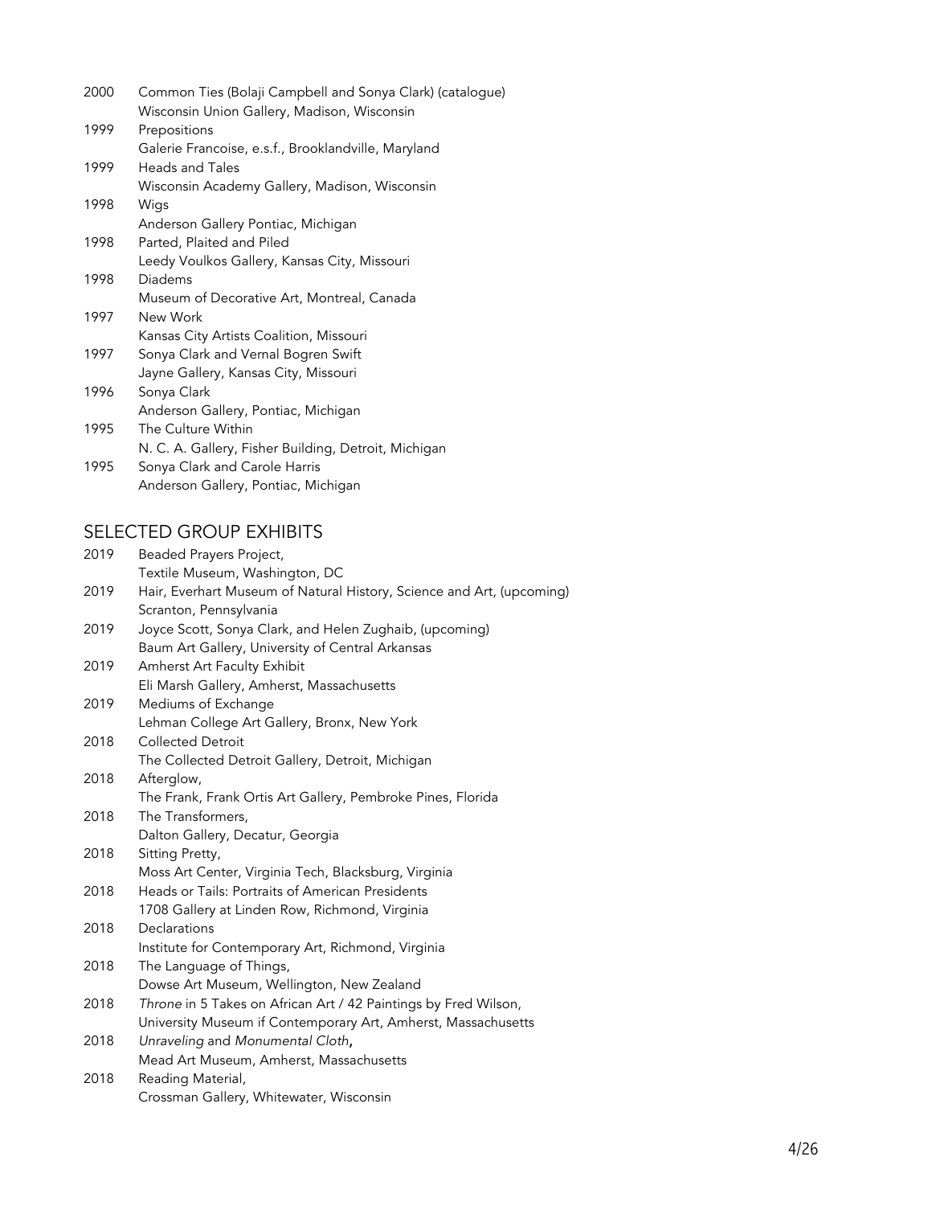2000 Common Ties (Bolaji Campbell and Sonya Clark) (catalogue)
Wisconsin Union Gallery, Madison, Wisconsin

1999 Prepositions
Galerie Francoise, e.s.f., Brooklandville, Maryland

1999 Heads and Tales
Wisconsin Academy Gallery, Madison, Wisconsin

1998 Wigs
Anderson Gallery Pontiac, Michigan

1998 Parted, Plaited and Piled
Leedy Voulkos Gallery, Kansas City, Missouri

1998 Diadems
Museum of Decorative Art, Montreal, Canada

1997 New Work
Kansas City Artists Coalition, Missouri

1997 Sonya Clark and Vernal Bogren Swift
Jayne Gallery, Kansas City, Missouri

1996 Sonya Clark
Anderson Gallery, Pontiac, Michigan

1995 The Culture Within
N. C. A. Gallery, Fisher Building, Detroit, Michigan

1995 Sonya Clark and Carole Harris
Anderson Gallery, Pontiac, Michigan

## SELECTED GROUP EXHIBITS

2019 Beaded Prayers Project,
Textile Museum, Washington, DC

2019 Hair, Everhart Museum of Natural History, Science and Art, (upcoming)
Scranton, Pennsylvania

2019 Joyce Scott, Sonya Clark, and Helen Zughaib, (upcoming)
Baum Art Gallery, University of Central Arkansas

2019 Amherst Art Faculty Exhibit
Eli Marsh Gallery, Amherst, Massachusetts

2019 Mediums of Exchange
Lehman College Art Gallery, Bronx, New York

2018 Collected Detroit
The Collected Detroit Gallery, Detroit, Michigan

2018 Afterglow,
The Frank, Frank Ortis Art Gallery, Pembroke Pines, Florida

2018 The Transformers,
Dalton Gallery, Decatur, Georgia

2018 Sitting Pretty,
Moss Art Center, Virginia Tech, Blacksburg, Virginia

2018 Heads or Tails: Portraits of American Presidents
1708 Gallery at Linden Row, Richmond, Virginia

2018 Declarations
Institute for Contemporary Art, Richmond, Virginia

2018 The Language of Things,
Dowse Art Museum, Wellington, New Zealand

2018 *Throne* in 5 Takes on African Art / 42 Paintings by Fred Wilson,
University Museum if Contemporary Art, Amherst, Massachusetts

2018 *Unraveling* and *Monumental Cloth*,
Mead Art Museum, Amherst, Massachusetts

2018 Reading Material,
Crossman Gallery, Whitewater, Wisconsin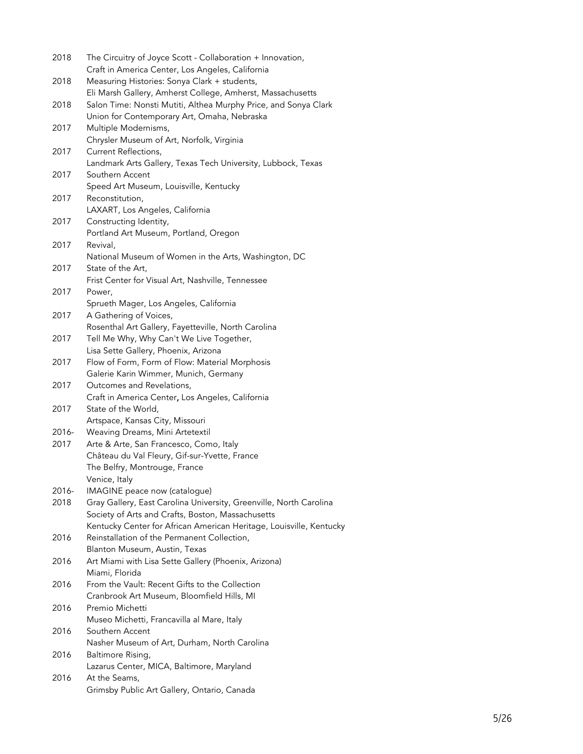2018 The Circuitry of Joyce Scott - Collaboration + Innovation,
Craft in America Center, Los Angeles, California

2018 Measuring Histories: Sonya Clark + students,
Eli Marsh Gallery, Amherst College, Amherst, Massachusetts

2018 Salon Time: Nonsti Mutiti, Althea Murphy Price, and Sonya Clark
Union for Contemporary Art, Omaha, Nebraska

2017 Multiple Modernisms,
Chrysler Museum of Art, Norfolk, Virginia

2017 Current Reflections,
Landmark Arts Gallery, Texas Tech University, Lubbock, Texas

2017 Southern Accent
Speed Art Museum, Louisville, Kentucky

2017 Reconstitution,
LAXART, Los Angeles, California

2017 Constructing Identity,
Portland Art Museum, Portland, Oregon

2017 Revival,
National Museum of Women in the Arts, Washington, DC

2017 State of the Art,
Frist Center for Visual Art, Nashville, Tennessee

2017 Power,
Sprueth Mager, Los Angeles, California

2017 A Gathering of Voices,
Rosenthal Art Gallery, Fayetteville, North Carolina

2017 Tell Me Why, Why Can't We Live Together,
Lisa Sette Gallery, Phoenix, Arizona

2017 Flow of Form, Form of Flow: Material Morphosis
Galerie Karin Wimmer, Munich, Germany

2017 Outcomes and Revelations,
Craft in America Center**,** Los Angeles, California

2017 State of the World,
Artspace, Kansas City, Missouri

2016-2017 Weaving Dreams, Mini Artetextil
Arte & Arte, San Francesco, Como, Italy
Château du Val Fleury, Gif-sur-Yvette, France
The Belfry, Montrouge, France
Venice, Italy

2016-2018 IMAGINE peace now (catalogue)
Gray Gallery, East Carolina University, Greenville, North Carolina
Society of Arts and Crafts, Boston, Massachusetts
Kentucky Center for African American Heritage, Louisville, Kentucky

2016 Reinstallation of the Permanent Collection,
Blanton Museum, Austin, Texas

2016 Art Miami with Lisa Sette Gallery (Phoenix, Arizona)
Miami, Florida

2016 From the Vault: Recent Gifts to the Collection
Cranbrook Art Museum, Bloomfield Hills, MI

2016 Premio Michetti
Museo Michetti, Francavilla al Mare, Italy

2016 Southern Accent
Nasher Museum of Art, Durham, North Carolina

2016 Baltimore Rising,
Lazarus Center, MICA, Baltimore, Maryland

2016 At the Seams,
Grimsby Public Art Gallery, Ontario, Canada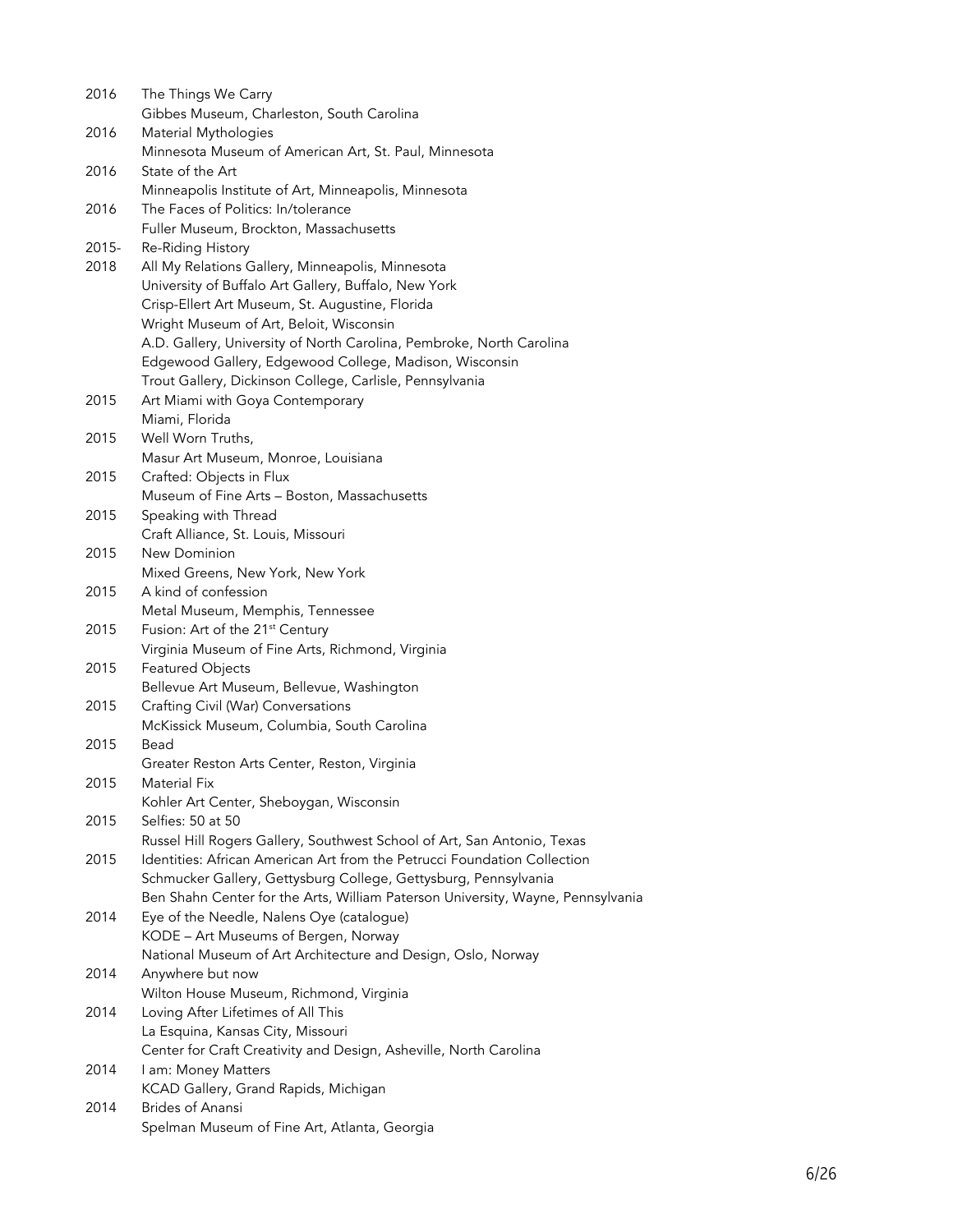2016 The Things We Carry
Gibbes Museum, Charleston, South Carolina

2016 Material Mythologies
Minnesota Museum of American Art, St. Paul, Minnesota

2016 State of the Art
Minneapolis Institute of Art, Minneapolis, Minnesota

2016 The Faces of Politics: In/tolerance
Fuller Museum, Brockton, Massachusetts

2015-2018 Re-Riding History
All My Relations Gallery, Minneapolis, Minnesota
University of Buffalo Art Gallery, Buffalo, New York
Crisp-Ellert Art Museum, St. Augustine, Florida
Wright Museum of Art, Beloit, Wisconsin
A.D. Gallery, University of North Carolina, Pembroke, North Carolina
Edgewood Gallery, Edgewood College, Madison, Wisconsin
Trout Gallery, Dickinson College, Carlisle, Pennsylvania

2015 Art Miami with Goya Contemporary
Miami, Florida

2015 Well Worn Truths,
Masur Art Museum, Monroe, Louisiana

2015 Crafted: Objects in Flux
Museum of Fine Arts – Boston, Massachusetts

2015 Speaking with Thread
Craft Alliance, St. Louis, Missouri

2015 New Dominion
Mixed Greens, New York, New York

2015 A kind of confession
Metal Museum, Memphis, Tennessee

2015 Fusion: Art of the 21st Century
Virginia Museum of Fine Arts, Richmond, Virginia

2015 Featured Objects
Bellevue Art Museum, Bellevue, Washington

2015 Crafting Civil (War) Conversations
McKissick Museum, Columbia, South Carolina

2015 Bead
Greater Reston Arts Center, Reston, Virginia

2015 Material Fix
Kohler Art Center, Sheboygan, Wisconsin

2015 Selfies: 50 at 50
Russel Hill Rogers Gallery, Southwest School of Art, San Antonio, Texas

2015 Identities: African American Art from the Petrucci Foundation Collection
Schmucker Gallery, Gettysburg College, Gettysburg, Pennsylvania
Ben Shahn Center for the Arts, William Paterson University, Wayne, Pennsylvania

2014 Eye of the Needle, Nalens Oye (catalogue)
KODE – Art Museums of Bergen, Norway
National Museum of Art Architecture and Design, Oslo, Norway

2014 Anywhere but now
Wilton House Museum, Richmond, Virginia

2014 Loving After Lifetimes of All This
La Esquina, Kansas City, Missouri
Center for Craft Creativity and Design, Asheville, North Carolina

2014 I am: Money Matters
KCAD Gallery, Grand Rapids, Michigan

2014 Brides of Anansi
Spelman Museum of Fine Art, Atlanta, Georgia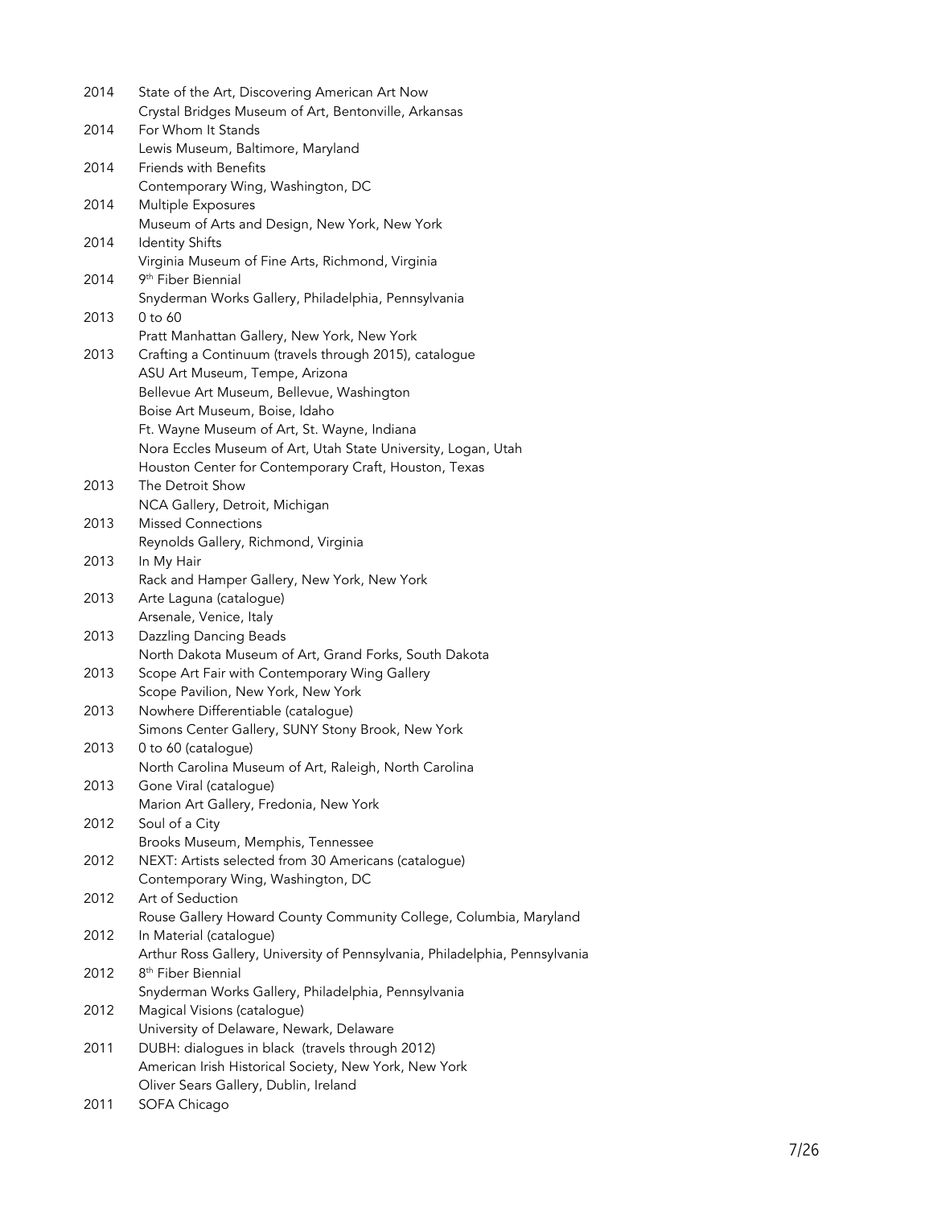2014 State of the Art, Discovering American Art Now
Crystal Bridges Museum of Art, Bentonville, Arkansas

2014 For Whom It Stands
Lewis Museum, Baltimore, Maryland

2014 Friends with Benefits
Contemporary Wing, Washington, DC

2014 Multiple Exposures
Museum of Arts and Design, New York, New York

2014 Identity Shifts
Virginia Museum of Fine Arts, Richmond, Virginia

2014 9th Fiber Biennial
Snyderman Works Gallery, Philadelphia, Pennsylvania

2013 0 to 60
Pratt Manhattan Gallery, New York, New York

2013 Crafting a Continuum (travels through 2015), catalogue
ASU Art Museum, Tempe, Arizona
Bellevue Art Museum, Bellevue, Washington
Boise Art Museum, Boise, Idaho
Ft. Wayne Museum of Art, St. Wayne, Indiana
Nora Eccles Museum of Art, Utah State University, Logan, Utah
Houston Center for Contemporary Craft, Houston, Texas

2013 The Detroit Show
NCA Gallery, Detroit, Michigan

2013 Missed Connections
Reynolds Gallery, Richmond, Virginia

2013 In My Hair
Rack and Hamper Gallery, New York, New York

2013 Arte Laguna (catalogue)
Arsenale, Venice, Italy

2013 Dazzling Dancing Beads
North Dakota Museum of Art, Grand Forks, South Dakota

2013 Scope Art Fair with Contemporary Wing Gallery
Scope Pavilion, New York, New York

2013 Nowhere Differentiable (catalogue)
Simons Center Gallery, SUNY Stony Brook, New York

2013 0 to 60 (catalogue)
North Carolina Museum of Art, Raleigh, North Carolina

2013 Gone Viral (catalogue)
Marion Art Gallery, Fredonia, New York

2012 Soul of a City
Brooks Museum, Memphis, Tennessee

2012 NEXT: Artists selected from 30 Americans (catalogue)
Contemporary Wing, Washington, DC

2012 Art of Seduction
Rouse Gallery Howard County Community College, Columbia, Maryland

2012 In Material (catalogue)
Arthur Ross Gallery, University of Pennsylvania, Philadelphia, Pennsylvania

2012 8th Fiber Biennial
Snyderman Works Gallery, Philadelphia, Pennsylvania

2012 Magical Visions (catalogue)
University of Delaware, Newark, Delaware

2011 DUBH: dialogues in black (travels through 2012)
American Irish Historical Society, New York, New York
Oliver Sears Gallery, Dublin, Ireland

2011 SOFA Chicago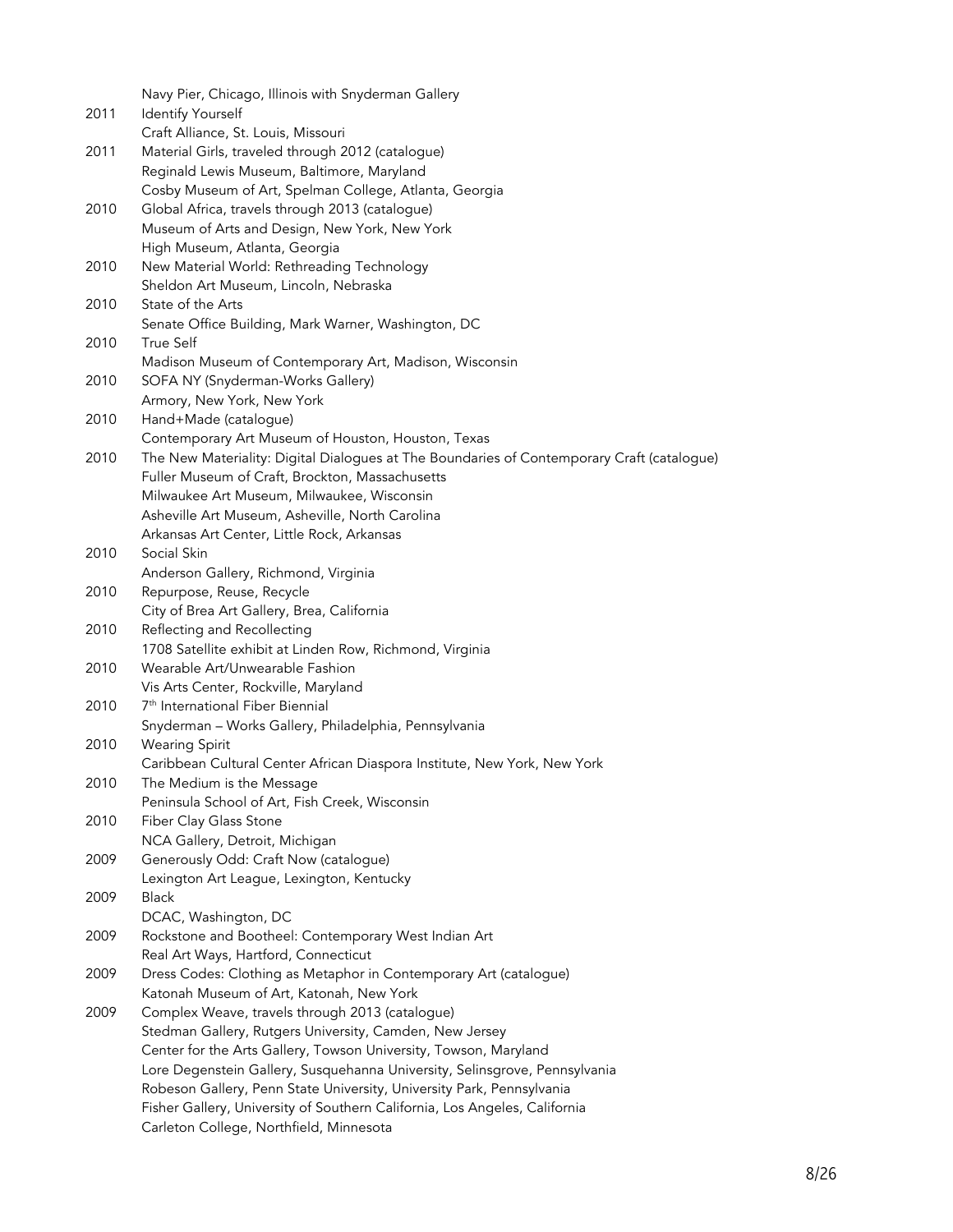Navy Pier, Chicago, Illinois with Snyderman Gallery

2011 Identify Yourself
Craft Alliance, St. Louis, Missouri

2011 Material Girls, traveled through 2012 (catalogue)
Reginald Lewis Museum, Baltimore, Maryland
Cosby Museum of Art, Spelman College, Atlanta, Georgia

2010 Global Africa, travels through 2013 (catalogue)
Museum of Arts and Design, New York, New York
High Museum, Atlanta, Georgia

2010 New Material World: Rethreading Technology
Sheldon Art Museum, Lincoln, Nebraska

2010 State of the Arts
Senate Office Building, Mark Warner, Washington, DC

2010 True Self
Madison Museum of Contemporary Art, Madison, Wisconsin

2010 SOFA NY (Snyderman-Works Gallery)
Armory, New York, New York

2010 Hand+Made (catalogue)
Contemporary Art Museum of Houston, Houston, Texas

2010 The New Materiality: Digital Dialogues at The Boundaries of Contemporary Craft (catalogue)
Fuller Museum of Craft, Brockton, Massachusetts
Milwaukee Art Museum, Milwaukee, Wisconsin
Asheville Art Museum, Asheville, North Carolina
Arkansas Art Center, Little Rock, Arkansas

2010 Social Skin
Anderson Gallery, Richmond, Virginia

2010 Repurpose, Reuse, Recycle
City of Brea Art Gallery, Brea, California

2010 Reflecting and Recollecting
1708 Satellite exhibit at Linden Row, Richmond, Virginia

2010 Wearable Art/Unwearable Fashion
Vis Arts Center, Rockville, Maryland

2010 7th International Fiber Biennial
Snyderman – Works Gallery, Philadelphia, Pennsylvania

2010 Wearing Spirit
Caribbean Cultural Center African Diaspora Institute, New York, New York

2010 The Medium is the Message
Peninsula School of Art, Fish Creek, Wisconsin

2010 Fiber Clay Glass Stone
NCA Gallery, Detroit, Michigan

2009 Generously Odd: Craft Now (catalogue)
Lexington Art League, Lexington, Kentucky

2009 Black
DCAC, Washington, DC

2009 Rockstone and Bootheel: Contemporary West Indian Art
Real Art Ways, Hartford, Connecticut

2009 Dress Codes: Clothing as Metaphor in Contemporary Art (catalogue)
Katonah Museum of Art, Katonah, New York

2009 Complex Weave, travels through 2013 (catalogue)
Stedman Gallery, Rutgers University, Camden, New Jersey
Center for the Arts Gallery, Towson University, Towson, Maryland
Lore Degenstein Gallery, Susquehanna University, Selinsgrove, Pennsylvania
Robeson Gallery, Penn State University, University Park, Pennsylvania
Fisher Gallery, University of Southern California, Los Angeles, California
Carleton College, Northfield, Minnesota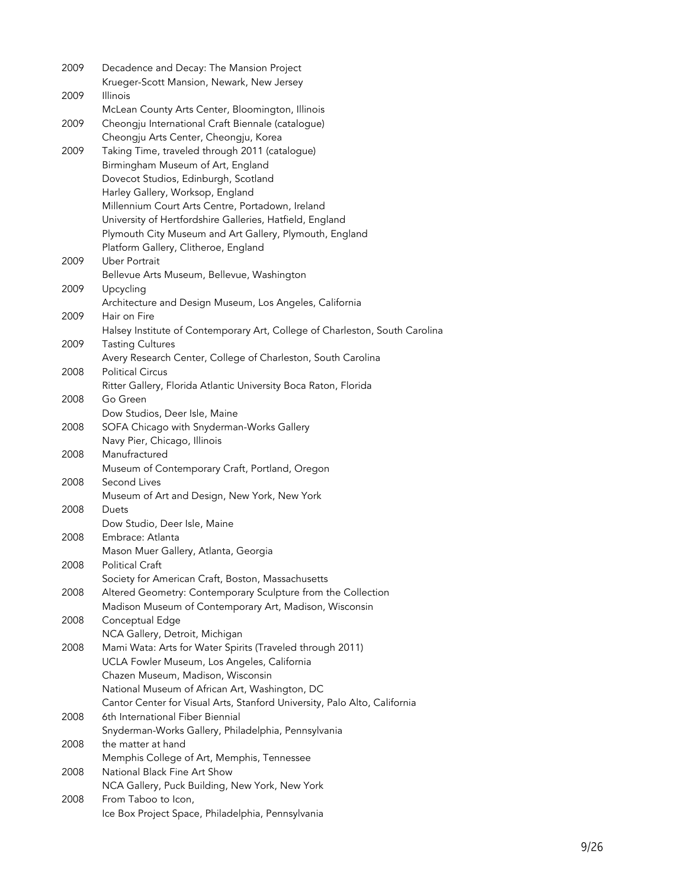2009 Decadence and Decay: The Mansion Project
Krueger-Scott Mansion, Newark, New Jersey

2009 Illinois
McLean County Arts Center, Bloomington, Illinois

2009 Cheongju International Craft Biennale (catalogue)
Cheongju Arts Center, Cheongju, Korea

2009 Taking Time, traveled through 2011 (catalogue)
Birmingham Museum of Art, England
Dovecot Studios, Edinburgh, Scotland
Harley Gallery, Worksop, England
Millennium Court Arts Centre, Portadown, Ireland
University of Hertfordshire Galleries, Hatfield, England
Plymouth City Museum and Art Gallery, Plymouth, England
Platform Gallery, Clitheroe, England

2009 Uber Portrait
Bellevue Arts Museum, Bellevue, Washington

2009 Upcycling
Architecture and Design Museum, Los Angeles, California

2009 Hair on Fire
Halsey Institute of Contemporary Art, College of Charleston, South Carolina

2009 Tasting Cultures
Avery Research Center, College of Charleston, South Carolina

2008 Political Circus
Ritter Gallery, Florida Atlantic University Boca Raton, Florida

2008 Go Green
Dow Studios, Deer Isle, Maine

2008 SOFA Chicago with Snyderman-Works Gallery
Navy Pier, Chicago, Illinois

2008 Manufractured
Museum of Contemporary Craft, Portland, Oregon

2008 Second Lives
Museum of Art and Design, New York, New York

2008 Duets
Dow Studio, Deer Isle, Maine

2008 Embrace: Atlanta
Mason Muer Gallery, Atlanta, Georgia

2008 Political Craft
Society for American Craft, Boston, Massachusetts

2008 Altered Geometry: Contemporary Sculpture from the Collection
Madison Museum of Contemporary Art, Madison, Wisconsin

2008 Conceptual Edge
NCA Gallery, Detroit, Michigan

2008 Mami Wata: Arts for Water Spirits (Traveled through 2011)
UCLA Fowler Museum, Los Angeles, California
Chazen Museum, Madison, Wisconsin
National Museum of African Art, Washington, DC
Cantor Center for Visual Arts, Stanford University, Palo Alto, California

2008 6th International Fiber Biennial
Snyderman-Works Gallery, Philadelphia, Pennsylvania

2008 the matter at hand
Memphis College of Art, Memphis, Tennessee

2008 National Black Fine Art Show
NCA Gallery, Puck Building, New York, New York

2008 From Taboo to Icon,
Ice Box Project Space, Philadelphia, Pennsylvania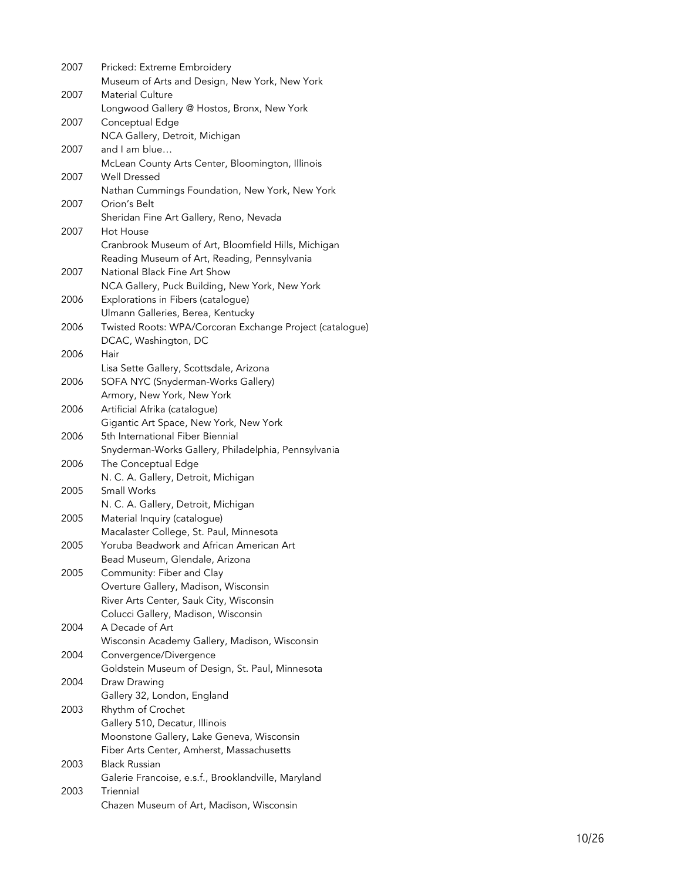2007 Pricked: Extreme Embroidery
Museum of Arts and Design, New York, New York

2007 Material Culture
Longwood Gallery @ Hostos, Bronx, New York

2007 Conceptual Edge
NCA Gallery, Detroit, Michigan

2007 and I am blue…
McLean County Arts Center, Bloomington, Illinois

2007 Well Dressed
Nathan Cummings Foundation, New York, New York

2007 Orion's Belt
Sheridan Fine Art Gallery, Reno, Nevada

2007 Hot House
Cranbrook Museum of Art, Bloomfield Hills, Michigan
Reading Museum of Art, Reading, Pennsylvania

2007 National Black Fine Art Show
NCA Gallery, Puck Building, New York, New York

2006 Explorations in Fibers (catalogue)
Ulmann Galleries, Berea, Kentucky

2006 Twisted Roots: WPA/Corcoran Exchange Project (catalogue)
DCAC, Washington, DC

2006 Hair
Lisa Sette Gallery, Scottsdale, Arizona

2006 SOFA NYC (Snyderman-Works Gallery)
Armory, New York, New York

2006 Artificial Afrika (catalogue)
Gigantic Art Space, New York, New York

2006 5th International Fiber Biennial
Snyderman-Works Gallery, Philadelphia, Pennsylvania

2006 The Conceptual Edge
N. C. A. Gallery, Detroit, Michigan

2005 Small Works
N. C. A. Gallery, Detroit, Michigan

2005 Material Inquiry (catalogue)
Macalaster College, St. Paul, Minnesota

2005 Yoruba Beadwork and African American Art
Bead Museum, Glendale, Arizona

2005 Community: Fiber and Clay
Overture Gallery, Madison, Wisconsin
River Arts Center, Sauk City, Wisconsin
Colucci Gallery, Madison, Wisconsin

2004 A Decade of Art
Wisconsin Academy Gallery, Madison, Wisconsin

2004 Convergence/Divergence
Goldstein Museum of Design, St. Paul, Minnesota

2004 Draw Drawing
Gallery 32, London, England

2003 Rhythm of Crochet
Gallery 510, Decatur, Illinois
Moonstone Gallery, Lake Geneva, Wisconsin
Fiber Arts Center, Amherst, Massachusetts

2003 Black Russian
Galerie Francoise, e.s.f., Brooklandville, Maryland

2003 Triennial
Chazen Museum of Art, Madison, Wisconsin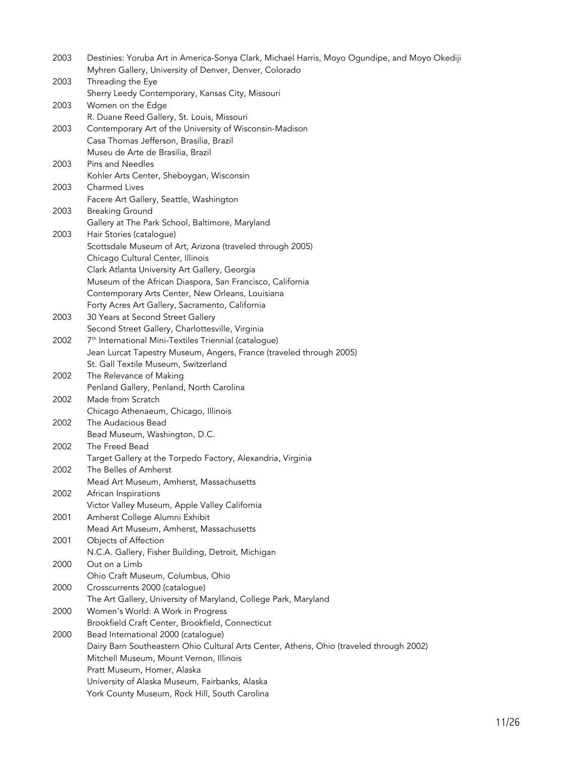2003 Destinies: Yoruba Art in America-Sonya Clark, Michael Harris, Moyo Ogundipe, and Moyo Okediji
Myhren Gallery, University of Denver, Denver, Colorado

2003 Threading the Eye
Sherry Leedy Contemporary, Kansas City, Missouri

2003 Women on the Edge
R. Duane Reed Gallery, St. Louis, Missouri

2003 Contemporary Art of the University of Wisconsin-Madison
Casa Thomas Jefferson, Brasilia, Brazil
Museu de Arte de Brasilia, Brazil

2003 Pins and Needles
Kohler Arts Center, Sheboygan, Wisconsin

2003 Charmed Lives
Facere Art Gallery, Seattle, Washington

2003 Breaking Ground
Gallery at The Park School, Baltimore, Maryland

2003 Hair Stories (catalogue)
Scottsdale Museum of Art, Arizona (traveled through 2005)
Chicago Cultural Center, Illinois
Clark Atlanta University Art Gallery, Georgia
Museum of the African Diaspora, San Francisco, California
Contemporary Arts Center, New Orleans, Louisiana
Forty Acres Art Gallery, Sacramento, California

2003 30 Years at Second Street Gallery
Second Street Gallery, Charlottesville, Virginia

2002 7th International Mini-Textiles Triennial (catalogue)
Jean Lurcat Tapestry Museum, Angers, France (traveled through 2005)
St. Gall Textile Museum, Switzerland

2002 The Relevance of Making
Penland Gallery, Penland, North Carolina

2002 Made from Scratch
Chicago Athenaeum, Chicago, Illinois

2002 The Audacious Bead
Bead Museum, Washington, D.C.

2002 The Freed Bead
Target Gallery at the Torpedo Factory, Alexandria, Virginia

2002 The Belles of Amherst
Mead Art Museum, Amherst, Massachusetts

2002 African Inspirations
Victor Valley Museum, Apple Valley California

2001 Amherst College Alumni Exhibit
Mead Art Museum, Amherst, Massachusetts

2001 Objects of Affection
N.C.A. Gallery, Fisher Building, Detroit, Michigan

2000 Out on a Limb
Ohio Craft Museum, Columbus, Ohio

2000 Crosscurrents 2000 (catalogue)
The Art Gallery, University of Maryland, College Park, Maryland

2000 Women's World: A Work in Progress
Brookfield Craft Center, Brookfield, Connecticut

2000 Bead International 2000 (catalogue)
Dairy Barn Southeastern Ohio Cultural Arts Center, Athens, Ohio (traveled through 2002)
Mitchell Museum, Mount Vernon, Illinois
Pratt Museum, Homer, Alaska
University of Alaska Museum, Fairbanks, Alaska
York County Museum, Rock Hill, South Carolina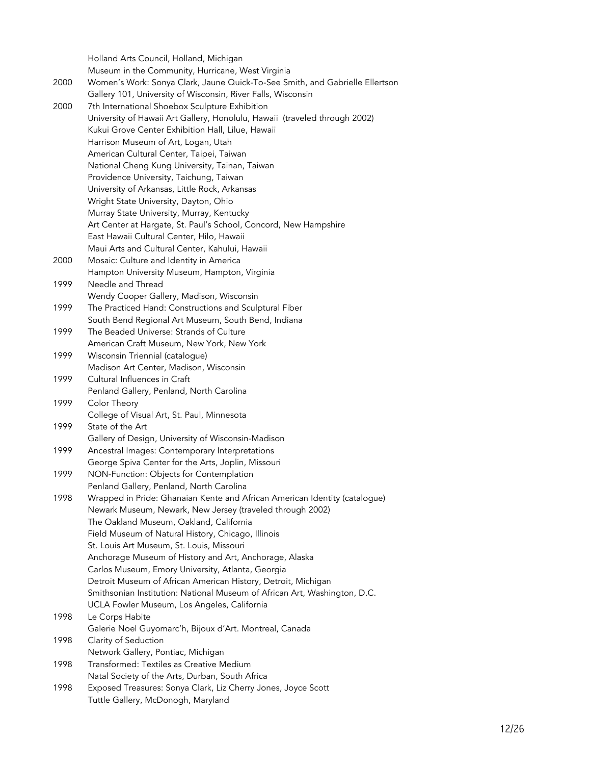Holland Arts Council, Holland, Michigan
Museum in the Community, Hurricane, West Virginia

2000 Women's Work: Sonya Clark, Jaune Quick-To-See Smith, and Gabrielle Ellertson
Gallery 101, University of Wisconsin, River Falls, Wisconsin

2000 7th International Shoebox Sculpture Exhibition
University of Hawaii Art Gallery, Honolulu, Hawaii (traveled through 2002)
Kukui Grove Center Exhibition Hall, Lilue, Hawaii
Harrison Museum of Art, Logan, Utah
American Cultural Center, Taipei, Taiwan
National Cheng Kung University, Tainan, Taiwan
Providence University, Taichung, Taiwan
University of Arkansas, Little Rock, Arkansas
Wright State University, Dayton, Ohio
Murray State University, Murray, Kentucky
Art Center at Hargate, St. Paul's School, Concord, New Hampshire
East Hawaii Cultural Center, Hilo, Hawaii
Maui Arts and Cultural Center, Kahului, Hawaii

2000 Mosaic: Culture and Identity in America
Hampton University Museum, Hampton, Virginia

1999 Needle and Thread
Wendy Cooper Gallery, Madison, Wisconsin

1999 The Practiced Hand: Constructions and Sculptural Fiber
South Bend Regional Art Museum, South Bend, Indiana

1999 The Beaded Universe: Strands of Culture
American Craft Museum, New York, New York

1999 Wisconsin Triennial (catalogue)
Madison Art Center, Madison, Wisconsin

1999 Cultural Influences in Craft
Penland Gallery, Penland, North Carolina

1999 Color Theory
College of Visual Art, St. Paul, Minnesota

1999 State of the Art
Gallery of Design, University of Wisconsin-Madison

1999 Ancestral Images: Contemporary Interpretations
George Spiva Center for the Arts, Joplin, Missouri

1999 NON-Function: Objects for Contemplation
Penland Gallery, Penland, North Carolina

1998 Wrapped in Pride: Ghanaian Kente and African American Identity (catalogue)
Newark Museum, Newark, New Jersey (traveled through 2002)
The Oakland Museum, Oakland, California
Field Museum of Natural History, Chicago, Illinois
St. Louis Art Museum, St. Louis, Missouri
Anchorage Museum of History and Art, Anchorage, Alaska
Carlos Museum, Emory University, Atlanta, Georgia
Detroit Museum of African American History, Detroit, Michigan
Smithsonian Institution: National Museum of African Art, Washington, D.C.
UCLA Fowler Museum, Los Angeles, California

1998 Le Corps Habite
Galerie Noel Guyomarc'h, Bijoux d'Art. Montreal, Canada

1998 Clarity of Seduction
Network Gallery, Pontiac, Michigan

1998 Transformed: Textiles as Creative Medium
Natal Society of the Arts, Durban, South Africa

1998 Exposed Treasures: Sonya Clark, Liz Cherry Jones, Joyce Scott
Tuttle Gallery, McDonogh, Maryland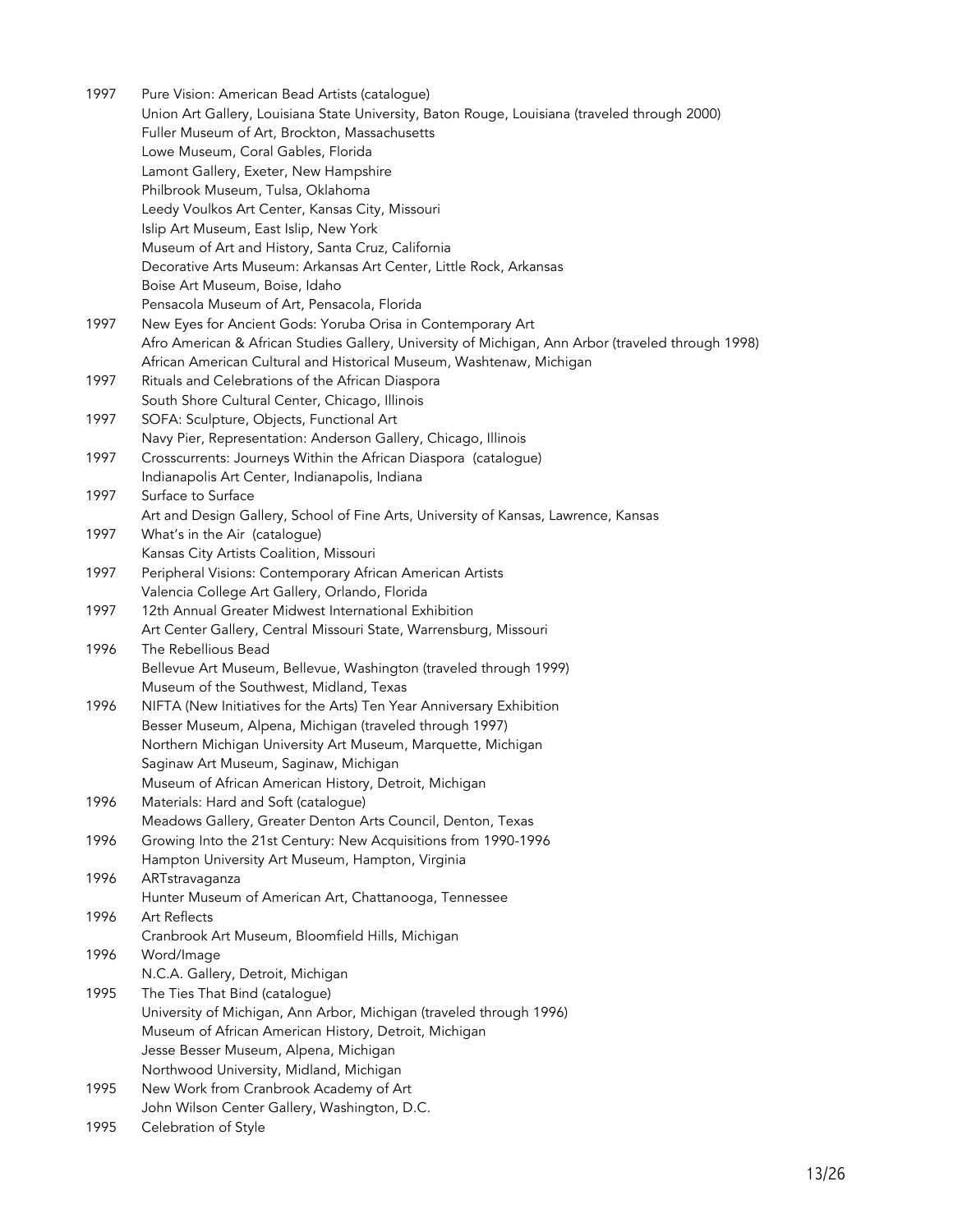1997 Pure Vision: American Bead Artists (catalogue)
Union Art Gallery, Louisiana State University, Baton Rouge, Louisiana (traveled through 2000)
Fuller Museum of Art, Brockton, Massachusetts
Lowe Museum, Coral Gables, Florida
Lamont Gallery, Exeter, New Hampshire
Philbrook Museum, Tulsa, Oklahoma
Leedy Voulkos Art Center, Kansas City, Missouri
Islip Art Museum, East Islip, New York
Museum of Art and History, Santa Cruz, California
Decorative Arts Museum: Arkansas Art Center, Little Rock, Arkansas
Boise Art Museum, Boise, Idaho
Pensacola Museum of Art, Pensacola, Florida

1997 New Eyes for Ancient Gods: Yoruba Orisa in Contemporary Art
Afro American & African Studies Gallery, University of Michigan, Ann Arbor (traveled through 1998)
African American Cultural and Historical Museum, Washtenaw, Michigan

1997 Rituals and Celebrations of the African Diaspora
South Shore Cultural Center, Chicago, Illinois

1997 SOFA: Sculpture, Objects, Functional Art
Navy Pier, Representation: Anderson Gallery, Chicago, Illinois

1997 Crosscurrents: Journeys Within the African Diaspora (catalogue)
Indianapolis Art Center, Indianapolis, Indiana

1997 Surface to Surface
Art and Design Gallery, School of Fine Arts, University of Kansas, Lawrence, Kansas

1997 What's in the Air (catalogue)
Kansas City Artists Coalition, Missouri

1997 Peripheral Visions: Contemporary African American Artists
Valencia College Art Gallery, Orlando, Florida

1997 12th Annual Greater Midwest International Exhibition
Art Center Gallery, Central Missouri State, Warrensburg, Missouri

1996 The Rebellious Bead
Bellevue Art Museum, Bellevue, Washington (traveled through 1999)
Museum of the Southwest, Midland, Texas

1996 NIFTA (New Initiatives for the Arts) Ten Year Anniversary Exhibition
Besser Museum, Alpena, Michigan (traveled through 1997)
Northern Michigan University Art Museum, Marquette, Michigan
Saginaw Art Museum, Saginaw, Michigan
Museum of African American History, Detroit, Michigan

1996 Materials: Hard and Soft (catalogue)
Meadows Gallery, Greater Denton Arts Council, Denton, Texas

1996 Growing Into the 21st Century: New Acquisitions from 1990-1996
Hampton University Art Museum, Hampton, Virginia

1996 ARTstravaganza
Hunter Museum of American Art, Chattanooga, Tennessee

1996 Art Reflects
Cranbrook Art Museum, Bloomfield Hills, Michigan

1996 Word/Image
N.C.A. Gallery, Detroit, Michigan

1995 The Ties That Bind (catalogue)
University of Michigan, Ann Arbor, Michigan (traveled through 1996)
Museum of African American History, Detroit, Michigan
Jesse Besser Museum, Alpena, Michigan
Northwood University, Midland, Michigan

1995 New Work from Cranbrook Academy of Art
John Wilson Center Gallery, Washington, D.C.

1995 Celebration of Style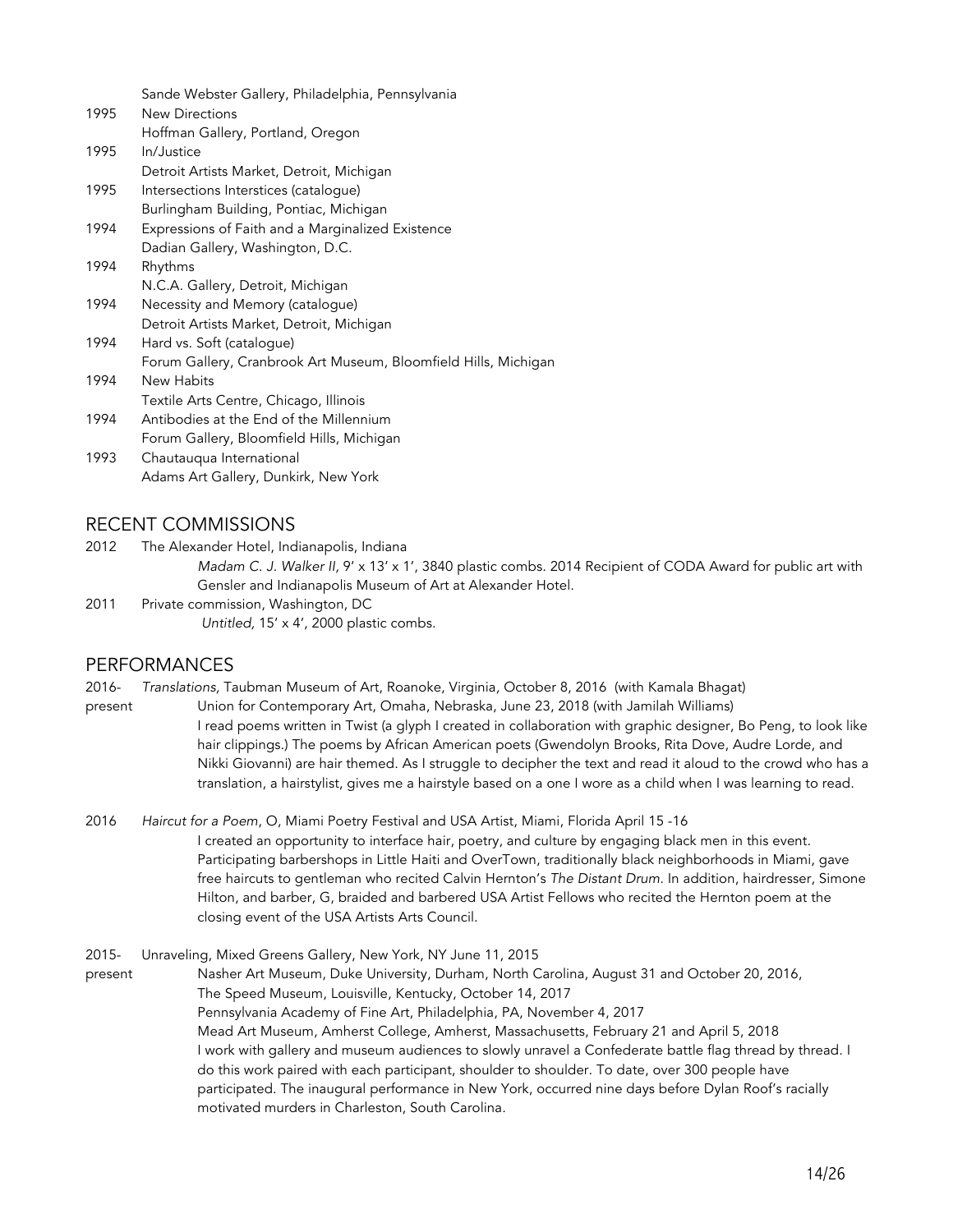Sande Webster Gallery, Philadelphia, Pennsylvania

1995 New Directions
Hoffman Gallery, Portland, Oregon

1995 In/Justice
Detroit Artists Market, Detroit, Michigan

1995 Intersections Interstices (catalogue)
Burlingham Building, Pontiac, Michigan

1994 Expressions of Faith and a Marginalized Existence
Dadian Gallery, Washington, D.C.

1994 Rhythms
N.C.A. Gallery, Detroit, Michigan

1994 Necessity and Memory (catalogue)
Detroit Artists Market, Detroit, Michigan

1994 Hard vs. Soft (catalogue)
Forum Gallery, Cranbrook Art Museum, Bloomfield Hills, Michigan

1994 New Habits
Textile Arts Centre, Chicago, Illinois

1994 Antibodies at the End of the Millennium
Forum Gallery, Bloomfield Hills, Michigan

1993 Chautauqua International
Adams Art Gallery, Dunkirk, New York

## RECENT COMMISSIONS

2012 The Alexander Hotel, Indianapolis, Indiana
*Madam C. J. Walker II,* 9' x 13' x 1', 3840 plastic combs. 2014 Recipient of CODA Award for public art with Gensler and Indianapolis Museum of Art at Alexander Hotel.

2011 Private commission, Washington, DC
*Untitled,* 15' x 4', 2000 plastic combs.

## PERFORMANCES

2016-present *Translations,* Taubman Museum of Art, Roanoke, Virginia, October 8, 2016 (with Kamala Bhagat)
Union for Contemporary Art, Omaha, Nebraska, June 23, 2018 (with Jamilah Williams)
I read poems written in Twist (a glyph I created in collaboration with graphic designer, Bo Peng, to look like hair clippings.) The poems by African American poets (Gwendolyn Brooks, Rita Dove, Audre Lorde, and Nikki Giovanni) are hair themed. As I struggle to decipher the text and read it aloud to the crowd who has a translation, a hairstylist, gives me a hairstyle based on a one I wore as a child when I was learning to read.

2016 *Haircut for a Poem*, O, Miami Poetry Festival and USA Artist, Miami, Florida April 15 -16
I created an opportunity to interface hair, poetry, and culture by engaging black men in this event. Participating barbershops in Little Haiti and OverTown, traditionally black neighborhoods in Miami, gave free haircuts to gentleman who recited Calvin Hernton's *The Distant Drum*. In addition, hairdresser, Simone Hilton, and barber, G, braided and barbered USA Artist Fellows who recited the Hernton poem at the closing event of the USA Artists Arts Council.

2015-present Unraveling, Mixed Greens Gallery, New York, NY June 11, 2015
Nasher Art Museum, Duke University, Durham, North Carolina, August 31 and October 20, 2016,
The Speed Museum, Louisville, Kentucky, October 14, 2017
Pennsylvania Academy of Fine Art, Philadelphia, PA, November 4, 2017
Mead Art Museum, Amherst College, Amherst, Massachusetts, February 21 and April 5, 2018
I work with gallery and museum audiences to slowly unravel a Confederate battle flag thread by thread. I do this work paired with each participant, shoulder to shoulder. To date, over 300 people have participated. The inaugural performance in New York, occurred nine days before Dylan Roof's racially motivated murders in Charleston, South Carolina.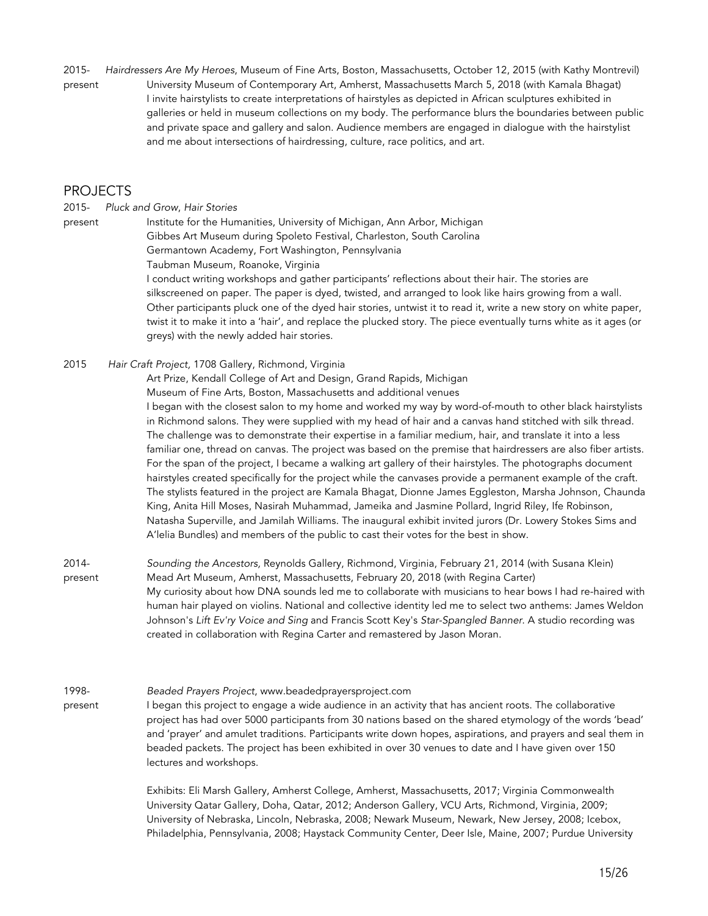2015-present *Hairdressers Are My Heroes*, Museum of Fine Arts, Boston, Massachusetts, October 12, 2015 (with Kathy Montrevil)
University Museum of Contemporary Art, Amherst, Massachusetts March 5, 2018 (with Kamala Bhagat)
I invite hairstylists to create interpretations of hairstyles as depicted in African sculptures exhibited in galleries or held in museum collections on my body. The performance blurs the boundaries between public and private space and gallery and salon. Audience members are engaged in dialogue with the hairstylist and me about intersections of hairdressing, culture, race politics, and art.

## PROJECTS

2015-present *Pluck and Grow, Hair Stories*
Institute for the Humanities, University of Michigan, Ann Arbor, Michigan
Gibbes Art Museum during Spoleto Festival, Charleston, South Carolina
Germantown Academy, Fort Washington, Pennsylvania
Taubman Museum, Roanoke, Virginia
I conduct writing workshops and gather participants' reflections about their hair. The stories are silkscreened on paper. The paper is dyed, twisted, and arranged to look like hairs growing from a wall. Other participants pluck one of the dyed hair stories, untwist it to read it, write a new story on white paper, twist it to make it into a 'hair', and replace the plucked story. The piece eventually turns white as it ages (or greys) with the newly added hair stories.

2015 *Hair Craft Project*, 1708 Gallery, Richmond, Virginia
Art Prize, Kendall College of Art and Design, Grand Rapids, Michigan
Museum of Fine Arts, Boston, Massachusetts and additional venues
I began with the closest salon to my home and worked my way by word-of-mouth to other black hairstylists in Richmond salons. They were supplied with my head of hair and a canvas hand stitched with silk thread. The challenge was to demonstrate their expertise in a familiar medium, hair, and translate it into a less familiar one, thread on canvas. The project was based on the premise that hairdressers are also fiber artists. For the span of the project, I became a walking art gallery of their hairstyles. The photographs document hairstyles created specifically for the project while the canvases provide a permanent example of the craft. The stylists featured in the project are Kamala Bhagat, Dionne James Eggleston, Marsha Johnson, Chaunda King, Anita Hill Moses, Nasirah Muhammad, Jameika and Jasmine Pollard, Ingrid Riley, Ife Robinson, Natasha Superville, and Jamilah Williams. The inaugural exhibit invited jurors (Dr. Lowery Stokes Sims and A'lelia Bundles) and members of the public to cast their votes for the best in show.

2014-present *Sounding the Ancestors*, Reynolds Gallery, Richmond, Virginia, February 21, 2014 (with Susana Klein)
Mead Art Museum, Amherst, Massachusetts, February 20, 2018 (with Regina Carter)
My curiosity about how DNA sounds led me to collaborate with musicians to hear bows I had re-haired with human hair played on violins. National and collective identity led me to select two anthems: James Weldon Johnson's *Lift Ev'ry Voice and Sing* and Francis Scott Key's *Star-Spangled Banner*. A studio recording was created in collaboration with Regina Carter and remastered by Jason Moran.

1998-present *Beaded Prayers Project*, www.beadedprayersproject.com
I began this project to engage a wide audience in an activity that has ancient roots. The collaborative project has had over 5000 participants from 30 nations based on the shared etymology of the words 'bead' and 'prayer' and amulet traditions. Participants write down hopes, aspirations, and prayers and seal them in beaded packets. The project has been exhibited in over 30 venues to date and I have given over 150 lectures and workshops.

Exhibits: Eli Marsh Gallery, Amherst College, Amherst, Massachusetts, 2017; Virginia Commonwealth University Qatar Gallery, Doha, Qatar, 2012; Anderson Gallery, VCU Arts, Richmond, Virginia, 2009; University of Nebraska, Lincoln, Nebraska, 2008; Newark Museum, Newark, New Jersey, 2008; Icebox, Philadelphia, Pennsylvania, 2008; Haystack Community Center, Deer Isle, Maine, 2007; Purdue University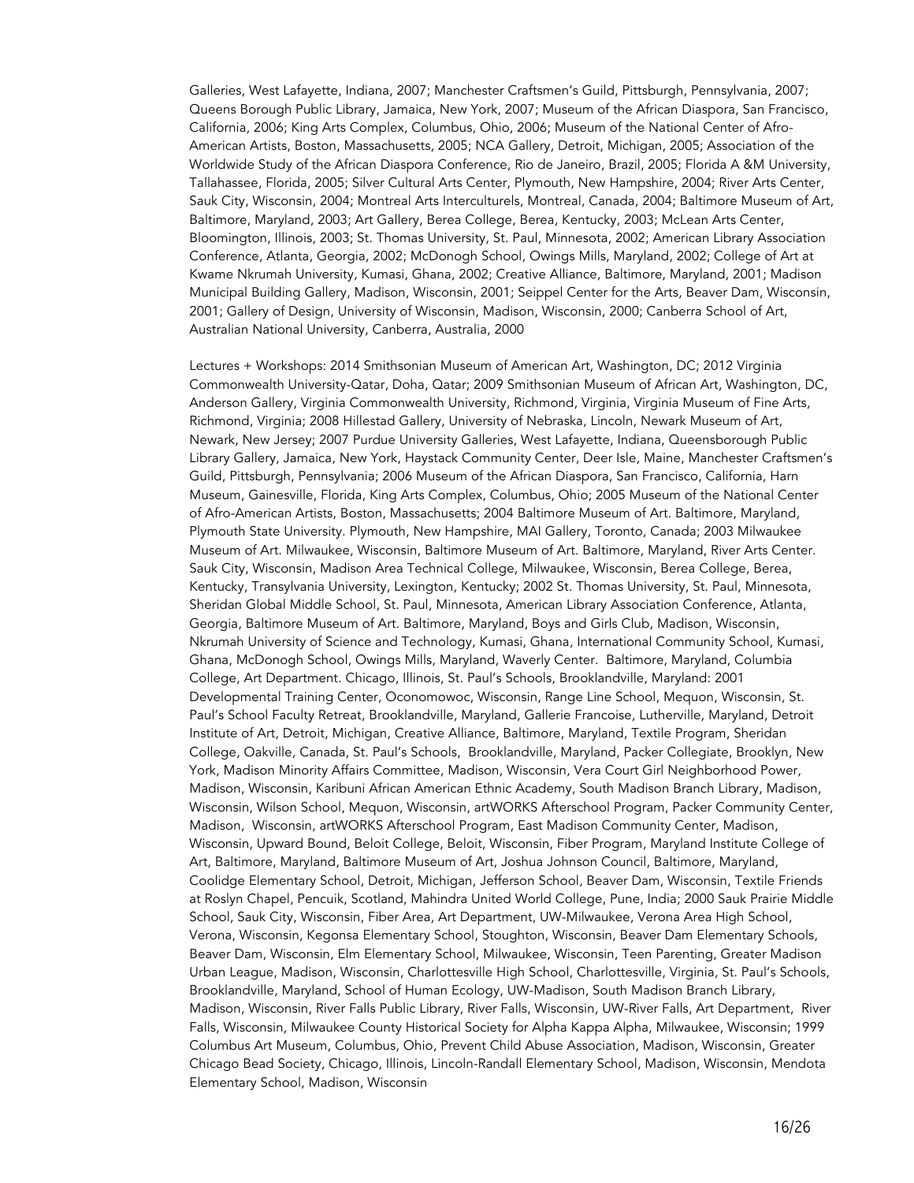Galleries, West Lafayette, Indiana, 2007; Manchester Craftsmen's Guild, Pittsburgh, Pennsylvania, 2007; Queens Borough Public Library, Jamaica, New York, 2007; Museum of the African Diaspora, San Francisco, California, 2006; King Arts Complex, Columbus, Ohio, 2006; Museum of the National Center of Afro-American Artists, Boston, Massachusetts, 2005; NCA Gallery, Detroit, Michigan, 2005; Association of the Worldwide Study of the African Diaspora Conference, Rio de Janeiro, Brazil, 2005; Florida A &M University, Tallahassee, Florida, 2005; Silver Cultural Arts Center, Plymouth, New Hampshire, 2004; River Arts Center, Sauk City, Wisconsin, 2004; Montreal Arts Interculturels, Montreal, Canada, 2004; Baltimore Museum of Art, Baltimore, Maryland, 2003; Art Gallery, Berea College, Berea, Kentucky, 2003; McLean Arts Center, Bloomington, Illinois, 2003; St. Thomas University, St. Paul, Minnesota, 2002; American Library Association Conference, Atlanta, Georgia, 2002; McDonogh School, Owings Mills, Maryland, 2002; College of Art at Kwame Nkrumah University, Kumasi, Ghana, 2002; Creative Alliance, Baltimore, Maryland, 2001; Madison Municipal Building Gallery, Madison, Wisconsin, 2001; Seippel Center for the Arts, Beaver Dam, Wisconsin, 2001; Gallery of Design, University of Wisconsin, Madison, Wisconsin, 2000; Canberra School of Art, Australian National University, Canberra, Australia, 2000

Lectures + Workshops: 2014 Smithsonian Museum of American Art, Washington, DC; 2012 Virginia Commonwealth University-Qatar, Doha, Qatar; 2009 Smithsonian Museum of African Art, Washington, DC, Anderson Gallery, Virginia Commonwealth University, Richmond, Virginia, Virginia Museum of Fine Arts, Richmond, Virginia; 2008 Hillestad Gallery, University of Nebraska, Lincoln, Newark Museum of Art, Newark, New Jersey; 2007 Purdue University Galleries, West Lafayette, Indiana, Queensborough Public Library Gallery, Jamaica, New York, Haystack Community Center, Deer Isle, Maine, Manchester Craftsmen's Guild, Pittsburgh, Pennsylvania; 2006 Museum of the African Diaspora, San Francisco, California, Harn Museum, Gainesville, Florida, King Arts Complex, Columbus, Ohio; 2005 Museum of the National Center of Afro-American Artists, Boston, Massachusetts; 2004 Baltimore Museum of Art. Baltimore, Maryland, Plymouth State University. Plymouth, New Hampshire, MAI Gallery, Toronto, Canada; 2003 Milwaukee Museum of Art. Milwaukee, Wisconsin, Baltimore Museum of Art. Baltimore, Maryland, River Arts Center. Sauk City, Wisconsin, Madison Area Technical College, Milwaukee, Wisconsin, Berea College, Berea, Kentucky, Transylvania University, Lexington, Kentucky; 2002 St. Thomas University, St. Paul, Minnesota, Sheridan Global Middle School, St. Paul, Minnesota, American Library Association Conference, Atlanta, Georgia, Baltimore Museum of Art. Baltimore, Maryland, Boys and Girls Club, Madison, Wisconsin, Nkrumah University of Science and Technology, Kumasi, Ghana, International Community School, Kumasi, Ghana, McDonogh School, Owings Mills, Maryland, Waverly Center. Baltimore, Maryland, Columbia College, Art Department. Chicago, Illinois, St. Paul's Schools, Brooklandville, Maryland: 2001 Developmental Training Center, Oconomowoc, Wisconsin, Range Line School, Mequon, Wisconsin, St. Paul's School Faculty Retreat, Brooklandville, Maryland, Gallerie Francoise, Lutherville, Maryland, Detroit Institute of Art, Detroit, Michigan, Creative Alliance, Baltimore, Maryland, Textile Program, Sheridan College, Oakville, Canada, St. Paul's Schools, Brooklandville, Maryland, Packer Collegiate, Brooklyn, New York, Madison Minority Affairs Committee, Madison, Wisconsin, Vera Court Girl Neighborhood Power, Madison, Wisconsin, Karibuni African American Ethnic Academy, South Madison Branch Library, Madison, Wisconsin, Wilson School, Mequon, Wisconsin, artWORKS Afterschool Program, Packer Community Center, Madison, Wisconsin, artWORKS Afterschool Program, East Madison Community Center, Madison, Wisconsin, Upward Bound, Beloit College, Beloit, Wisconsin, Fiber Program, Maryland Institute College of Art, Baltimore, Maryland, Baltimore Museum of Art, Joshua Johnson Council, Baltimore, Maryland, Coolidge Elementary School, Detroit, Michigan, Jefferson School, Beaver Dam, Wisconsin, Textile Friends at Roslyn Chapel, Pencuik, Scotland, Mahindra United World College, Pune, India; 2000 Sauk Prairie Middle School, Sauk City, Wisconsin, Fiber Area, Art Department, UW-Milwaukee, Verona Area High School, Verona, Wisconsin, Kegonsa Elementary School, Stoughton, Wisconsin, Beaver Dam Elementary Schools, Beaver Dam, Wisconsin, Elm Elementary School, Milwaukee, Wisconsin, Teen Parenting, Greater Madison Urban League, Madison, Wisconsin, Charlottesville High School, Charlottesville, Virginia, St. Paul's Schools, Brooklandville, Maryland, School of Human Ecology, UW-Madison, South Madison Branch Library, Madison, Wisconsin, River Falls Public Library, River Falls, Wisconsin, UW-River Falls, Art Department, River Falls, Wisconsin, Milwaukee County Historical Society for Alpha Kappa Alpha, Milwaukee, Wisconsin; 1999 Columbus Art Museum, Columbus, Ohio, Prevent Child Abuse Association, Madison, Wisconsin, Greater Chicago Bead Society, Chicago, Illinois, Lincoln-Randall Elementary School, Madison, Wisconsin, Mendota Elementary School, Madison, Wisconsin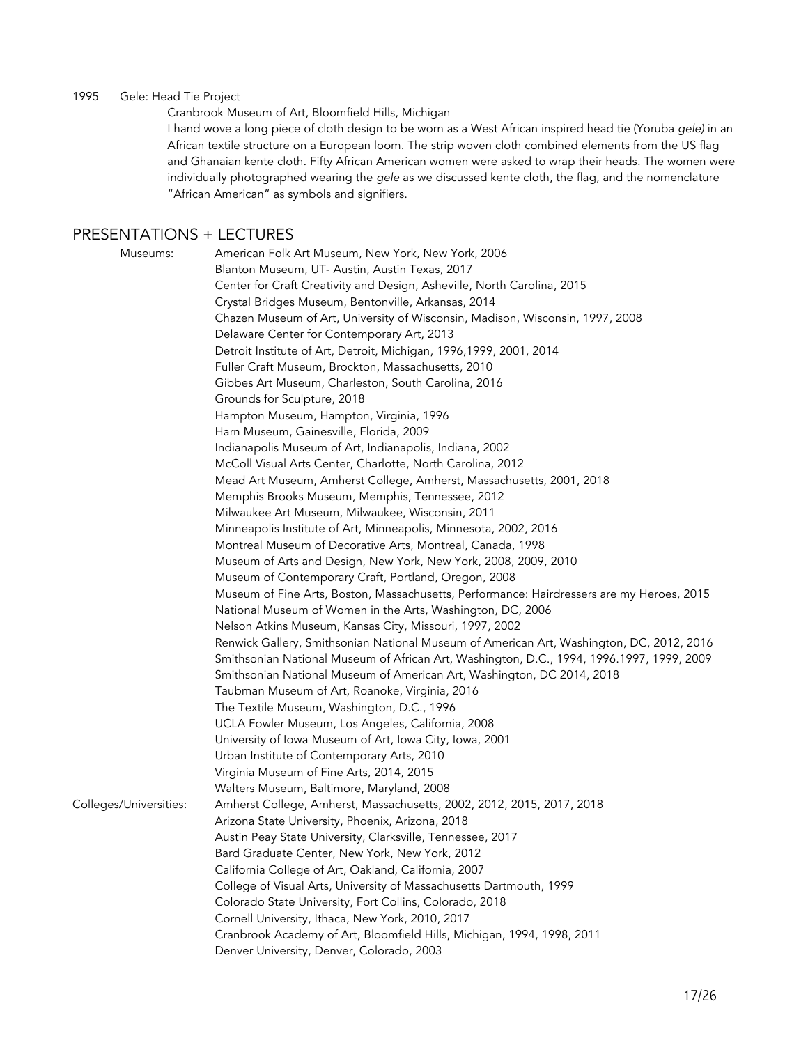1995 Gele: Head Tie Project

Cranbrook Museum of Art, Bloomfield Hills, Michigan

I hand wove a long piece of cloth design to be worn as a West African inspired head tie (Yoruba *gele)* in an African textile structure on a European loom. The strip woven cloth combined elements from the US flag and Ghanaian kente cloth. Fifty African American women were asked to wrap their heads. The women were individually photographed wearing the *gele* as we discussed kente cloth, the flag, and the nomenclature "African American" as symbols and signifiers.

## PRESENTATIONS + LECTURES

Museums:

- American Folk Art Museum, New York, New York, 2006
- Blanton Museum, UT- Austin, Austin Texas, 2017
- Center for Craft Creativity and Design, Asheville, North Carolina, 2015
- Crystal Bridges Museum, Bentonville, Arkansas, 2014
- Chazen Museum of Art, University of Wisconsin, Madison, Wisconsin, 1997, 2008
- Delaware Center for Contemporary Art, 2013
- Detroit Institute of Art, Detroit, Michigan, 1996,1999, 2001, 2014
- Fuller Craft Museum, Brockton, Massachusetts, 2010
- Gibbes Art Museum, Charleston, South Carolina, 2016
- Grounds for Sculpture, 2018
- Hampton Museum, Hampton, Virginia, 1996
- Harn Museum, Gainesville, Florida, 2009
- Indianapolis Museum of Art, Indianapolis, Indiana, 2002
- McColl Visual Arts Center, Charlotte, North Carolina, 2012
- Mead Art Museum, Amherst College, Amherst, Massachusetts, 2001, 2018
- Memphis Brooks Museum, Memphis, Tennessee, 2012
- Milwaukee Art Museum, Milwaukee, Wisconsin, 2011
- Minneapolis Institute of Art, Minneapolis, Minnesota, 2002, 2016
- Montreal Museum of Decorative Arts, Montreal, Canada, 1998
- Museum of Arts and Design, New York, New York, 2008, 2009, 2010
- Museum of Contemporary Craft, Portland, Oregon, 2008
- Museum of Fine Arts, Boston, Massachusetts, Performance: Hairdressers are my Heroes, 2015
- National Museum of Women in the Arts, Washington, DC, 2006
- Nelson Atkins Museum, Kansas City, Missouri, 1997, 2002
- Renwick Gallery, Smithsonian National Museum of American Art, Washington, DC, 2012, 2016
- Smithsonian National Museum of African Art, Washington, D.C., 1994, 1996.1997, 1999, 2009
- Smithsonian National Museum of American Art, Washington, DC 2014, 2018
- Taubman Museum of Art, Roanoke, Virginia, 2016
- The Textile Museum, Washington, D.C., 1996
- UCLA Fowler Museum, Los Angeles, California, 2008
- University of Iowa Museum of Art, Iowa City, Iowa, 2001
- Urban Institute of Contemporary Arts, 2010
- Virginia Museum of Fine Arts, 2014, 2015
- Walters Museum, Baltimore, Maryland, 2008

Colleges/Universities:

- Amherst College, Amherst, Massachusetts, 2002, 2012, 2015, 2017, 2018
- Arizona State University, Phoenix, Arizona, 2018
- Austin Peay State University, Clarksville, Tennessee, 2017
- Bard Graduate Center, New York, New York, 2012
- California College of Art, Oakland, California, 2007
- College of Visual Arts, University of Massachusetts Dartmouth, 1999
- Colorado State University, Fort Collins, Colorado, 2018
- Cornell University, Ithaca, New York, 2010, 2017
- Cranbrook Academy of Art, Bloomfield Hills, Michigan, 1994, 1998, 2011
- Denver University, Denver, Colorado, 2003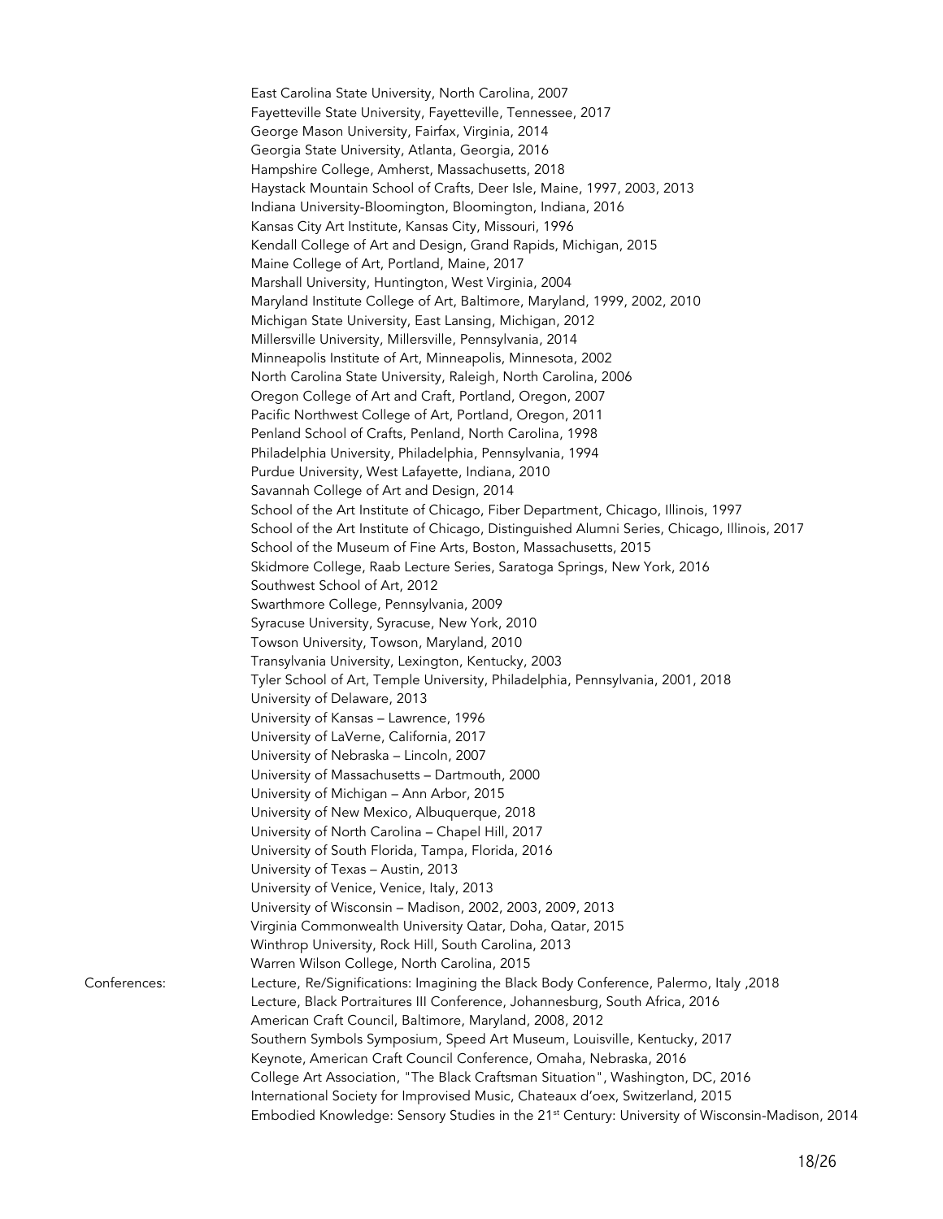East Carolina State University, North Carolina, 2007
Fayetteville State University, Fayetteville, Tennessee, 2017
George Mason University, Fairfax, Virginia, 2014
Georgia State University, Atlanta, Georgia, 2016
Hampshire College, Amherst, Massachusetts, 2018
Haystack Mountain School of Crafts, Deer Isle, Maine, 1997, 2003, 2013
Indiana University-Bloomington, Bloomington, Indiana, 2016
Kansas City Art Institute, Kansas City, Missouri, 1996
Kendall College of Art and Design, Grand Rapids, Michigan, 2015
Maine College of Art, Portland, Maine, 2017
Marshall University, Huntington, West Virginia, 2004
Maryland Institute College of Art, Baltimore, Maryland, 1999, 2002, 2010
Michigan State University, East Lansing, Michigan, 2012
Millersville University, Millersville, Pennsylvania, 2014
Minneapolis Institute of Art, Minneapolis, Minnesota, 2002
North Carolina State University, Raleigh, North Carolina, 2006
Oregon College of Art and Craft, Portland, Oregon, 2007
Pacific Northwest College of Art, Portland, Oregon, 2011
Penland School of Crafts, Penland, North Carolina, 1998
Philadelphia University, Philadelphia, Pennsylvania, 1994
Purdue University, West Lafayette, Indiana, 2010
Savannah College of Art and Design, 2014
School of the Art Institute of Chicago, Fiber Department, Chicago, Illinois, 1997
School of the Art Institute of Chicago, Distinguished Alumni Series, Chicago, Illinois, 2017
School of the Museum of Fine Arts, Boston, Massachusetts, 2015
Skidmore College, Raab Lecture Series, Saratoga Springs, New York, 2016
Southwest School of Art, 2012
Swarthmore College, Pennsylvania, 2009
Syracuse University, Syracuse, New York, 2010
Towson University, Towson, Maryland, 2010
Transylvania University, Lexington, Kentucky, 2003
Tyler School of Art, Temple University, Philadelphia, Pennsylvania, 2001, 2018
University of Delaware, 2013
University of Kansas – Lawrence, 1996
University of LaVerne, California, 2017
University of Nebraska – Lincoln, 2007
University of Massachusetts – Dartmouth, 2000
University of Michigan – Ann Arbor, 2015
University of New Mexico, Albuquerque, 2018
University of North Carolina – Chapel Hill, 2017
University of South Florida, Tampa, Florida, 2016
University of Texas – Austin, 2013
University of Venice, Venice, Italy, 2013
University of Wisconsin – Madison, 2002, 2003, 2009, 2013
Virginia Commonwealth University Qatar, Doha, Qatar, 2015
Winthrop University, Rock Hill, South Carolina, 2013
Warren Wilson College, North Carolina, 2015

Conferences:

Lecture, Re/Significations: Imagining the Black Body Conference, Palermo, Italy ,2018
Lecture, Black Portraitures III Conference, Johannesburg, South Africa, 2016
American Craft Council, Baltimore, Maryland, 2008, 2012
Southern Symbols Symposium, Speed Art Museum, Louisville, Kentucky, 2017
Keynote, American Craft Council Conference, Omaha, Nebraska, 2016
College Art Association, "The Black Craftsman Situation", Washington, DC, 2016
International Society for Improvised Music, Chateaux d'oex, Switzerland, 2015
Embodied Knowledge: Sensory Studies in the 21st Century: University of Wisconsin-Madison, 2014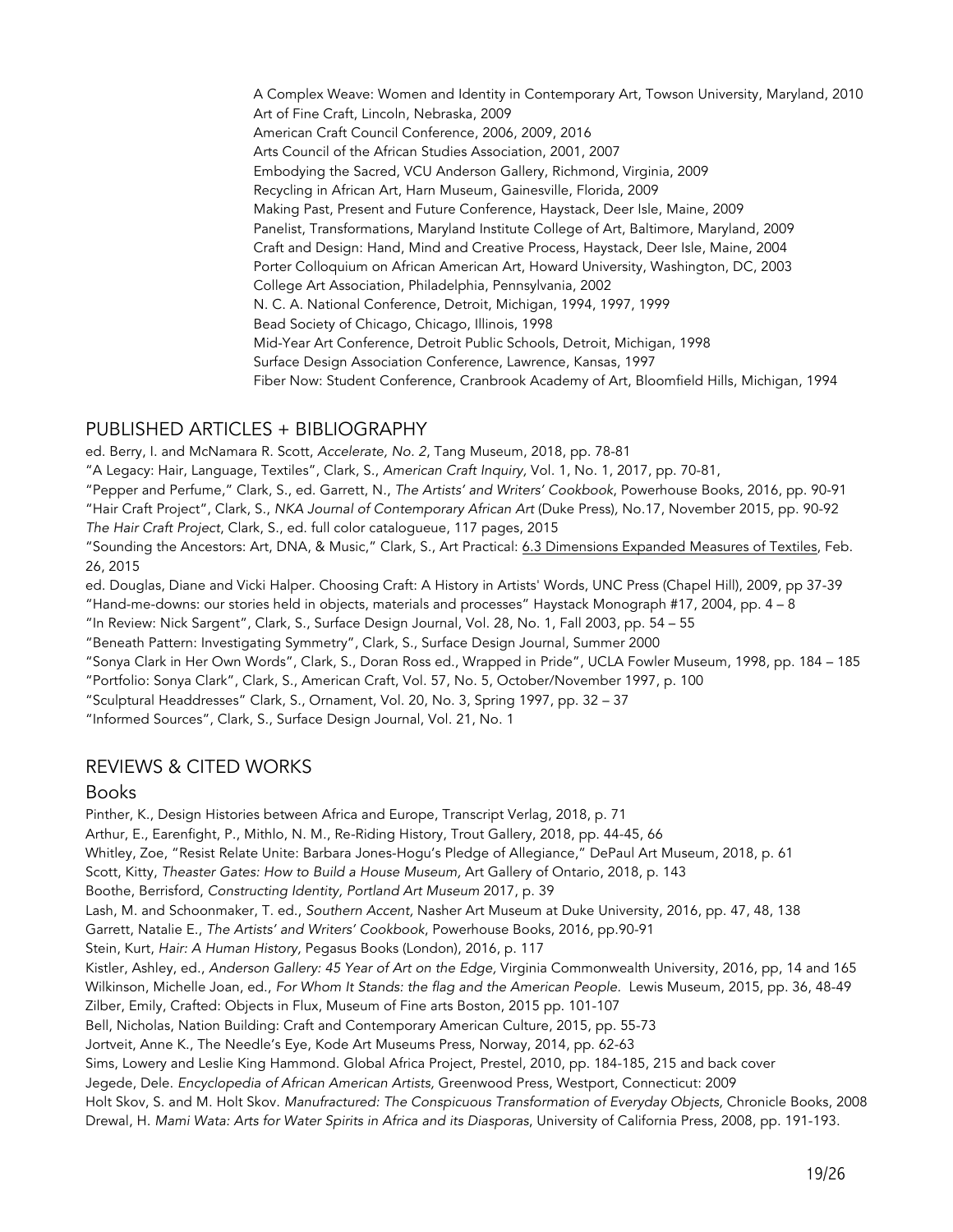A Complex Weave: Women and Identity in Contemporary Art, Towson University, Maryland, 2010
Art of Fine Craft, Lincoln, Nebraska, 2009
American Craft Council Conference, 2006, 2009, 2016
Arts Council of the African Studies Association, 2001, 2007
Embodying the Sacred, VCU Anderson Gallery, Richmond, Virginia, 2009
Recycling in African Art, Harn Museum, Gainesville, Florida, 2009
Making Past, Present and Future Conference, Haystack, Deer Isle, Maine, 2009
Panelist, Transformations, Maryland Institute College of Art, Baltimore, Maryland, 2009
Craft and Design: Hand, Mind and Creative Process, Haystack, Deer Isle, Maine, 2004
Porter Colloquium on African American Art, Howard University, Washington, DC, 2003
College Art Association, Philadelphia, Pennsylvania, 2002
N. C. A. National Conference, Detroit, Michigan, 1994, 1997, 1999
Bead Society of Chicago, Chicago, Illinois, 1998
Mid-Year Art Conference, Detroit Public Schools, Detroit, Michigan, 1998
Surface Design Association Conference, Lawrence, Kansas, 1997
Fiber Now: Student Conference, Cranbrook Academy of Art, Bloomfield Hills, Michigan, 1994

## PUBLISHED ARTICLES + BIBLIOGRAPHY

ed. Berry, I. and McNamara R. Scott, *Accelerate, No. 2*, Tang Museum, 2018, pp. 78-81
"A Legacy: Hair, Language, Textiles", Clark, S., *American Craft Inquiry*, Vol. 1, No. 1, 2017, pp. 70-81,
"Pepper and Perfume," Clark, S., ed. Garrett, N., *The Artists' and Writers' Cookbook*, Powerhouse Books, 2016, pp. 90-91
"Hair Craft Project", Clark, S., *NKA Journal of Contemporary African Art* (Duke Press), No.17, November 2015, pp. 90-92
*The Hair Craft Project*, Clark, S., ed. full color catalogueue, 117 pages, 2015
"Sounding the Ancestors: Art, DNA, & Music," Clark, S., Art Practical: 6.3 Dimensions Expanded Measures of Textiles, Feb. 26, 2015
ed. Douglas, Diane and Vicki Halper. Choosing Craft: A History in Artists' Words, UNC Press (Chapel Hill), 2009, pp 37-39
"Hand-me-downs: our stories held in objects, materials and processes" Haystack Monograph #17, 2004, pp. 4 – 8
"In Review: Nick Sargent", Clark, S., Surface Design Journal, Vol. 28, No. 1, Fall 2003, pp. 54 – 55
"Beneath Pattern: Investigating Symmetry", Clark, S., Surface Design Journal, Summer 2000
"Sonya Clark in Her Own Words", Clark, S., Doran Ross ed., Wrapped in Pride", UCLA Fowler Museum, 1998, pp. 184 – 185
"Portfolio: Sonya Clark", Clark, S., American Craft, Vol. 57, No. 5, October/November 1997, p. 100
"Sculptural Headdresses" Clark, S., Ornament, Vol. 20, No. 3, Spring 1997, pp. 32 – 37
"Informed Sources", Clark, S., Surface Design Journal, Vol. 21, No. 1

## REVIEWS & CITED WORKS

### Books

Pinther, K., Design Histories between Africa and Europe, Transcript Verlag, 2018, p. 71
Arthur, E., Earenfight, P., Mithlo, N. M., Re-Riding History, Trout Gallery, 2018, pp. 44-45, 66
Whitley, Zoe, "Resist Relate Unite: Barbara Jones-Hogu's Pledge of Allegiance," DePaul Art Museum, 2018, p. 61
Scott, Kitty, *Theaster Gates: How to Build a House Museum*, Art Gallery of Ontario, 2018, p. 143
Boothe, Berrisford, *Constructing Identity, Portland Art Museum* 2017, p. 39
Lash, M. and Schoonmaker, T. ed., *Southern Accent*, Nasher Art Museum at Duke University, 2016, pp. 47, 48, 138
Garrett, Natalie E., *The Artists' and Writers' Cookbook*, Powerhouse Books, 2016, pp.90-91
Stein, Kurt, *Hair: A Human History*, Pegasus Books (London), 2016, p. 117
Kistler, Ashley, ed., *Anderson Gallery: 45 Year of Art on the Edge*, Virginia Commonwealth University, 2016, pp, 14 and 165
Wilkinson, Michelle Joan, ed., *For Whom It Stands: the flag and the American People.* Lewis Museum, 2015, pp. 36, 48-49
Zilber, Emily, Crafted: Objects in Flux, Museum of Fine arts Boston, 2015 pp. 101-107
Bell, Nicholas, Nation Building: Craft and Contemporary American Culture, 2015, pp. 55-73
Jortveit, Anne K., The Needle's Eye, Kode Art Museums Press, Norway, 2014, pp. 62-63
Sims, Lowery and Leslie King Hammond. Global Africa Project, Prestel, 2010, pp. 184-185, 215 and back cover
Jegede, Dele. *Encyclopedia of African American Artists*, Greenwood Press, Westport, Connecticut: 2009
Holt Skov, S. and M. Holt Skov. *Manufractured: The Conspicuous Transformation of Everyday Objects*, Chronicle Books, 2008
Drewal, H. *Mami Wata: Arts for Water Spirits in Africa and its Diasporas*, University of California Press, 2008, pp. 191-193.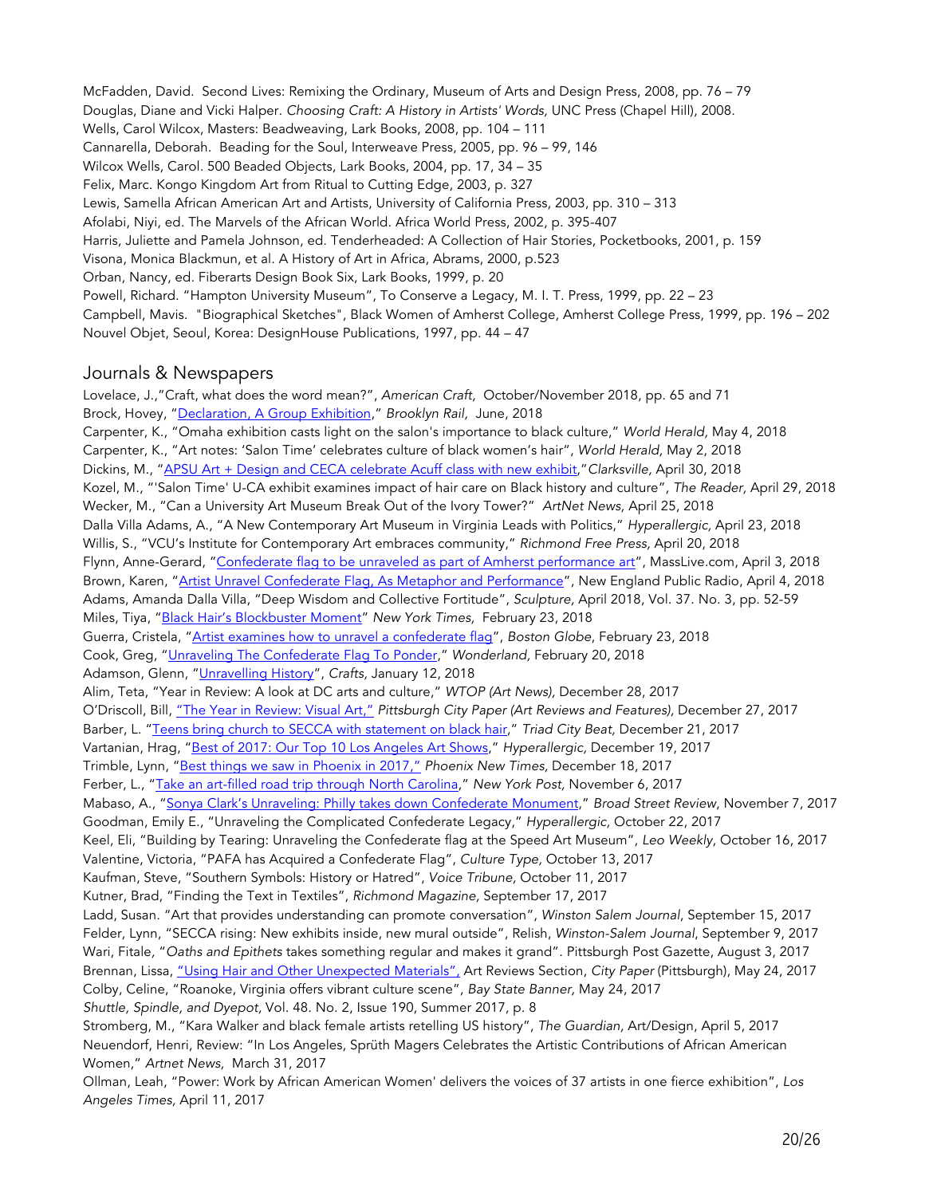McFadden, David. Second Lives: Remixing the Ordinary, Museum of Arts and Design Press, 2008, pp. 76 – 79
Douglas, Diane and Vicki Halper. *Choosing Craft: A History in Artists' Words*, UNC Press (Chapel Hill), 2008.
Wells, Carol Wilcox, Masters: Beadweaving, Lark Books, 2008, pp. 104 – 111
Cannarella, Deborah. Beading for the Soul, Interweave Press, 2005, pp. 96 – 99, 146
Wilcox Wells, Carol. 500 Beaded Objects, Lark Books, 2004, pp. 17, 34 – 35
Felix, Marc. Kongo Kingdom Art from Ritual to Cutting Edge, 2003, p. 327
Lewis, Samella African American Art and Artists, University of California Press, 2003, pp. 310 – 313
Afolabi, Niyi, ed. The Marvels of the African World. Africa World Press, 2002, p. 395-407
Harris, Juliette and Pamela Johnson, ed. Tenderheaded: A Collection of Hair Stories, Pocketbooks, 2001, p. 159
Visona, Monica Blackmun, et al. A History of Art in Africa, Abrams, 2000, p.523
Orban, Nancy, ed. Fiberarts Design Book Six, Lark Books, 1999, p. 20
Powell, Richard. "Hampton University Museum", To Conserve a Legacy, M. I. T. Press, 1999, pp. 22 – 23
Campbell, Mavis. "Biographical Sketches", Black Women of Amherst College, Amherst College Press, 1999, pp. 196 – 202
Nouvel Objet, Seoul, Korea: DesignHouse Publications, 1997, pp. 44 – 47

## Journals & Newspapers

Lovelace, J.,"Craft, what does the word mean?", *American Craft*, October/November 2018, pp. 65 and 71
Brock, Hovey, "Declaration, A Group Exhibition," *Brooklyn Rail*, June, 2018
Carpenter, K., "Omaha exhibition casts light on the salon's importance to black culture," *World Herald,* May 4, 2018
Carpenter, K., "Art notes: 'Salon Time' celebrates culture of black women's hair", *World Herald,* May 2, 2018
Dickins, M., "APSU Art + Design and CECA celebrate Acuff class with new exhibit,"*Clarksville,* April 30, 2018
Kozel, M., "'Salon Time' U-CA exhibit examines impact of hair care on Black history and culture", *The Reader,* April 29, 2018
Wecker, M., "Can a University Art Museum Break Out of the Ivory Tower?" *ArtNet News,* April 25, 2018
Dalla Villa Adams, A., "A New Contemporary Art Museum in Virginia Leads with Politics," *Hyperallergic,* April 23, 2018
Willis, S., "VCU's Institute for Contemporary Art embraces community," *Richmond Free Press,* April 20, 2018
Flynn, Anne-Gerard, "Confederate flag to be unraveled as part of Amherst performance art", MassLive.com, April 3, 2018
Brown, Karen, "Artist Unravel Confederate Flag, As Metaphor and Performance", New England Public Radio, April 4, 2018
Adams, Amanda Dalla Villa, "Deep Wisdom and Collective Fortitude", *Sculpture,* April 2018, Vol. 37. No. 3, pp. 52-59
Miles, Tiya, "Black Hair's Blockbuster Moment" *New York Times,* February 23, 2018
Guerra, Cristela, "Artist examines how to unravel a confederate flag", *Boston Globe*, February 23, 2018
Cook, Greg, "Unraveling The Confederate Flag To Ponder," *Wonderland,* February 20, 2018
Adamson, Glenn, "Unravelling History", *Crafts,* January 12, 2018
Alim, Teta, "Year in Review: A look at DC arts and culture," *WTOP (Art News)*, December 28, 2017
O'Driscoll, Bill, "The Year in Review: Visual Art," *Pittsburgh City Paper (Art Reviews and Features)*, December 27, 2017
Barber, L. "Teens bring church to SECCA with statement on black hair," *Triad City Beat,* December 21, 2017
Vartanian, Hrag, "Best of 2017: Our Top 10 Los Angeles Art Shows," *Hyperallergic,* December 19, 2017
Trimble, Lynn, "Best things we saw in Phoenix in 2017," *Phoenix New Times*, December 18, 2017
Ferber, L., "Take an art-filled road trip through North Carolina," *New York Post,* November 6, 2017
Mabaso, A., "Sonya Clark's Unraveling: Philly takes down Confederate Monument," *Broad Street Review*, November 7, 2017
Goodman, Emily E., "Unraveling the Complicated Confederate Legacy," *Hyperallergic,* October 22, 2017
Keel, Eli, "Building by Tearing: Unraveling the Confederate flag at the Speed Art Museum", *Leo Weekly,* October 16, 2017
Valentine, Victoria, "PAFA has Acquired a Confederate Flag", *Culture Type,* October 13, 2017
Kaufman, Steve, "Southern Symbols: History or Hatred", *Voice Tribune,* October 11, 2017
Kutner, Brad, "Finding the Text in Textiles", *Richmond Magazine,* September 17, 2017
Ladd, Susan. "Art that provides understanding can promote conversation", *Winston Salem Journal*, September 15, 2017
Felder, Lynn, "SECCA rising: New exhibits inside, new mural outside", Relish, *Winston-Salem Journal*, September 9, 2017
Wari, Fitale, "*Oaths and Epithets* takes something regular and makes it grand". Pittsburgh Post Gazette, August 3, 2017
Brennan, Lissa, "Using Hair and Other Unexpected Materials", Art Reviews Section, *City Paper* (Pittsburgh), May 24, 2017
Colby, Celine, "Roanoke, Virginia offers vibrant culture scene", *Bay State Banner,* May 24, 2017
*Shuttle, Spindle, and Dyepot,* Vol. 48. No. 2, Issue 190, Summer 2017, p. 8
Stromberg, M., "Kara Walker and black female artists retelling US history", *The Guardian*, Art/Design, April 5, 2017
Neuendorf, Henri, Review: "In Los Angeles, Sprüth Magers Celebrates the Artistic Contributions of African American Women," *Artnet News,* March 31, 2017
Ollman, Leah, "Power: Work by African American Women' delivers the voices of 37 artists in one fierce exhibition", *Los Angeles Times,* April 11, 2017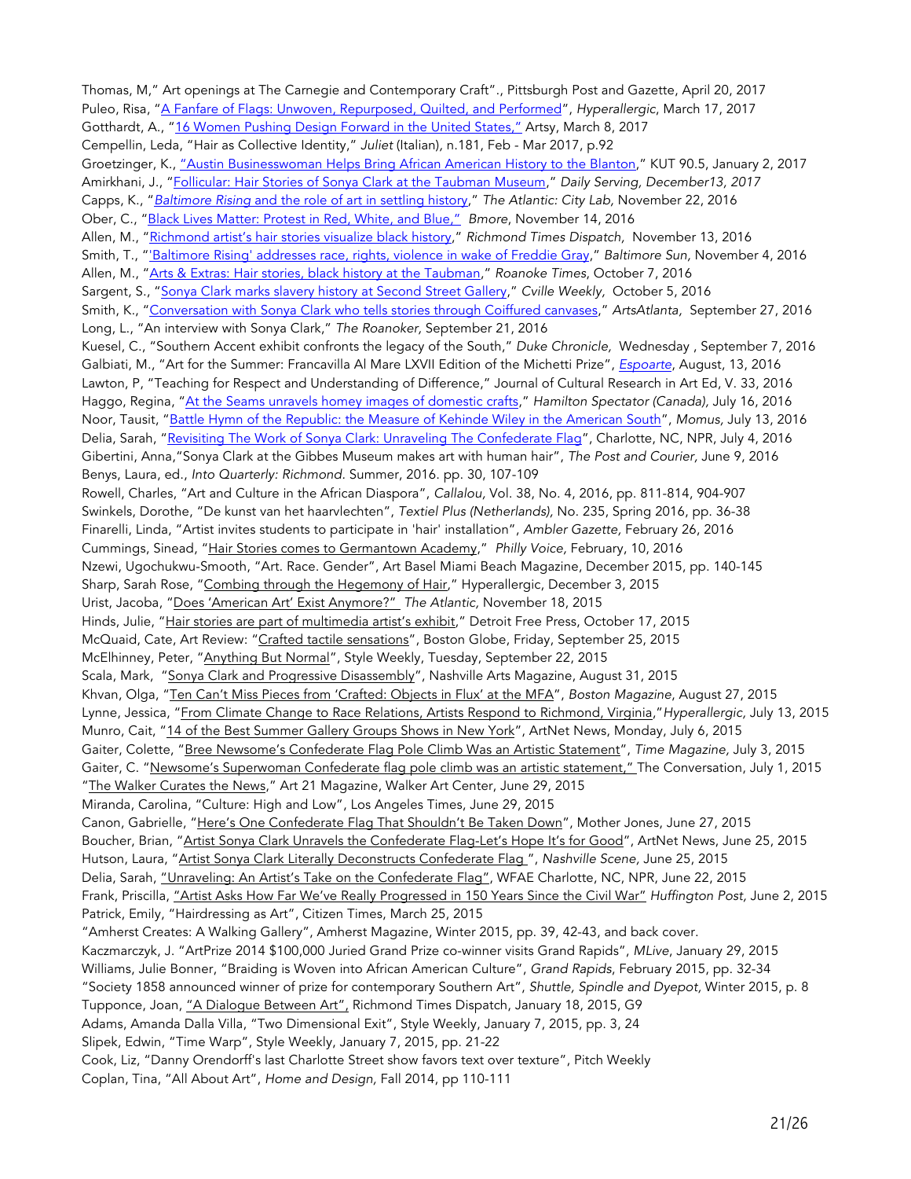Thomas, M," Art openings at The Carnegie and Contemporary Craft"., Pittsburgh Post and Gazette, April 20, 2017
Puleo, Risa, "A Fanfare of Flags: Unwoven, Repurposed, Quilted, and Performed", *Hyperallergic*, March 17, 2017
Gotthardt, A., "16 Women Pushing Design Forward in the United States," Artsy, March 8, 2017
Cempellin, Leda, "Hair as Collective Identity," *Juliet* (Italian), n.181, Feb - Mar 2017, p.92
Groetzinger, K., "Austin Businesswoman Helps Bring African American History to the Blanton," KUT 90.5, January 2, 2017
Amirkhani, J., "Follicular: Hair Stories of Sonya Clark at the Taubman Museum," *Daily Serving, December13, 2017*
Capps, K., "*Baltimore Rising* and the role of art in settling history," *The Atlantic: City Lab*, November 22, 2016
Ober, C., "Black Lives Matter: Protest in Red, White, and Blue," *Bmore*, November 14, 2016
Allen, M., "Richmond artist's hair stories visualize black history," *Richmond Times Dispatch*, November 13, 2016
Smith, T., "'Baltimore Rising' addresses race, rights, violence in wake of Freddie Gray," *Baltimore Sun*, November 4, 2016
Allen, M., "Arts & Extras: Hair stories, black history at the Taubman," *Roanoke Times*, October 7, 2016
Sargent, S., "Sonya Clark marks slavery history at Second Street Gallery," *Cville Weekly*, October 5, 2016
Smith, K., "Conversation with Sonya Clark who tells stories through Coiffured canvases," *ArtsAtlanta*, September 27, 2016
Long, L., "An interview with Sonya Clark," *The Roanoker*, September 21, 2016
Kuesel, C., "Southern Accent exhibit confronts the legacy of the South," *Duke Chronicle*, Wednesday , September 7, 2016
Galbiati, M., "Art for the Summer: Francavilla Al Mare LXVII Edition of the Michetti Prize", *Espoarte*, August, 13, 2016
Lawton, P, "Teaching for Respect and Understanding of Difference," Journal of Cultural Research in Art Ed, V. 33, 2016
Haggo, Regina, "At the Seams unravels homey images of domestic crafts," *Hamilton Spectator (Canada)*, July 16, 2016
Noor, Tausit, "Battle Hymn of the Republic: the Measure of Kehinde Wiley in the American South", *Momus*, July 13, 2016
Delia, Sarah, "Revisiting The Work of Sonya Clark: Unraveling The Confederate Flag", Charlotte, NC, NPR, July 4, 2016
Gibertini, Anna,"Sonya Clark at the Gibbes Museum makes art with human hair", *The Post and Courier*, June 9, 2016
Benys, Laura, ed., *Into Quarterly: Richmond*. Summer, 2016. pp. 30, 107-109
Rowell, Charles, "Art and Culture in the African Diaspora", *Callalou*, Vol. 38, No. 4, 2016, pp. 811-814, 904-907
Swinkels, Dorothe, "De kunst van het haarvlechten", *Textiel Plus (Netherlands)*, No. 235, Spring 2016, pp. 36-38
Finarelli, Linda, "Artist invites students to participate in 'hair' installation", *Ambler Gazette*, February 26, 2016
Cummings, Sinead, "Hair Stories comes to Germantown Academy," *Philly Voice*, February, 10, 2016
Nzewi, Ugochukwu-Smooth, "Art. Race. Gender", Art Basel Miami Beach Magazine, December 2015, pp. 140-145
Sharp, Sarah Rose, "Combing through the Hegemony of Hair," Hyperallergic, December 3, 2015
Urist, Jacoba, "Does 'American Art' Exist Anymore?" *The Atlantic*, November 18, 2015
Hinds, Julie, "Hair stories are part of multimedia artist's exhibit," Detroit Free Press, October 17, 2015
McQuaid, Cate, Art Review: "Crafted tactile sensations", Boston Globe, Friday, September 25, 2015
McElhinney, Peter, "Anything But Normal", Style Weekly, Tuesday, September 22, 2015
Scala, Mark, "Sonya Clark and Progressive Disassembly", Nashville Arts Magazine, August 31, 2015
Khvan, Olga, "Ten Can't Miss Pieces from 'Crafted: Objects in Flux' at the MFA", *Boston Magazine*, August 27, 2015
Lynne, Jessica, "From Climate Change to Race Relations, Artists Respond to Richmond, Virginia,"*Hyperallergic*, July 13, 2015
Munro, Cait, "14 of the Best Summer Gallery Groups Shows in New York", ArtNet News, Monday, July 6, 2015
Gaiter, Colette, "Bree Newsome's Confederate Flag Pole Climb Was an Artistic Statement", *Time Magazine*, July 3, 2015
Gaiter, C. "Newsome's Superwoman Confederate flag pole climb was an artistic statement," The Conversation, July 1, 2015
"The Walker Curates the News," Art 21 Magazine, Walker Art Center, June 29, 2015
Miranda, Carolina, "Culture: High and Low", Los Angeles Times, June 29, 2015
Canon, Gabrielle, "Here's One Confederate Flag That Shouldn't Be Taken Down", Mother Jones, June 27, 2015
Boucher, Brian, "Artist Sonya Clark Unravels the Confederate Flag-Let's Hope It's for Good", ArtNet News, June 25, 2015
Hutson, Laura, "Artist Sonya Clark Literally Deconstructs Confederate Flag ", *Nashville Scene*, June 25, 2015
Delia, Sarah, "Unraveling: An Artist's Take on the Confederate Flag", WFAE Charlotte, NC, NPR, June 22, 2015
Frank, Priscilla, "Artist Asks How Far We've Really Progressed in 150 Years Since the Civil War" *Huffington Post*, June 2, 2015
Patrick, Emily, "Hairdressing as Art", Citizen Times, March 25, 2015
"Amherst Creates: A Walking Gallery", Amherst Magazine, Winter 2015, pp. 39, 42-43, and back cover.
Kaczmarczyk, J. "ArtPrize 2014 $100,000 Juried Grand Prize co-winner visits Grand Rapids", *MLive*, January 29, 2015
Williams, Julie Bonner, "Braiding is Woven into African American Culture", *Grand Rapids*, February 2015, pp. 32-34
"Society 1858 announced winner of prize for contemporary Southern Art", *Shuttle, Spindle and Dyepot*, Winter 2015, p. 8
Tupponce, Joan, "A Dialogue Between Art", Richmond Times Dispatch, January 18, 2015, G9
Adams, Amanda Dalla Villa, "Two Dimensional Exit", Style Weekly, January 7, 2015, pp. 3, 24
Slipek, Edwin, "Time Warp", Style Weekly, January 7, 2015, pp. 21-22
Cook, Liz, "Danny Orendorff's last Charlotte Street show favors text over texture", Pitch Weekly
Coplan, Tina, "All About Art", *Home and Design*, Fall 2014, pp 110-111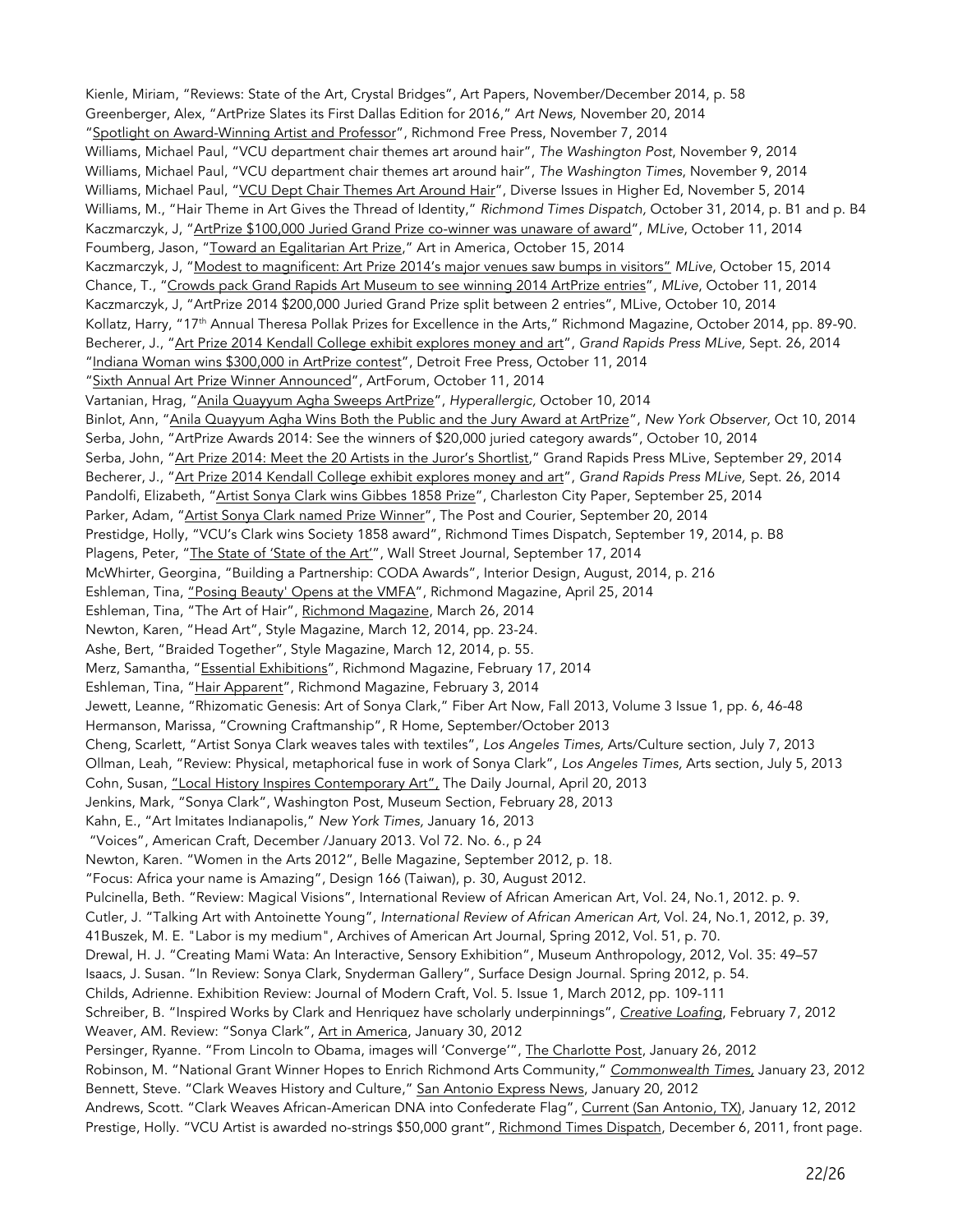Kienle, Miriam, "Reviews: State of the Art, Crystal Bridges", Art Papers, November/December 2014, p. 58
Greenberger, Alex, "ArtPrize Slates its First Dallas Edition for 2016," *Art News,* November 20, 2014
"Spotlight on Award-Winning Artist and Professor", Richmond Free Press, November 7, 2014
Williams, Michael Paul, "VCU department chair themes art around hair", *The Washington Post*, November 9, 2014
Williams, Michael Paul, "VCU department chair themes art around hair", *The Washington Times*, November 9, 2014
Williams, Michael Paul, "VCU Dept Chair Themes Art Around Hair", Diverse Issues in Higher Ed, November 5, 2014
Williams, M., "Hair Theme in Art Gives the Thread of Identity," *Richmond Times Dispatch,* October 31, 2014, p. B1 and p. B4
Kaczmarczyk, J, "ArtPrize $100,000 Juried Grand Prize co-winner was unaware of award", *MLive*, October 11, 2014
Foumberg, Jason, "Toward an Egalitarian Art Prize," Art in America, October 15, 2014
Kaczmarczyk, J, "Modest to magnificent: Art Prize 2014's major venues saw bumps in visitors" *MLive*, October 15, 2014
Chance, T., "Crowds pack Grand Rapids Art Museum to see winning 2014 ArtPrize entries", *MLive*, October 11, 2014
Kaczmarczyk, J, "ArtPrize 2014 $200,000 Juried Grand Prize split between 2 entries", MLive, October 10, 2014
Kollatz, Harry, "17th Annual Theresa Pollak Prizes for Excellence in the Arts," Richmond Magazine, October 2014, pp. 89-90.
Becherer, J., "Art Prize 2014 Kendall College exhibit explores money and art", *Grand Rapids Press MLive,* Sept. 26, 2014
"Indiana Woman wins $300,000 in ArtPrize contest", Detroit Free Press, October 11, 2014
"Sixth Annual Art Prize Winner Announced", ArtForum, October 11, 2014
Vartanian, Hrag, "Anila Quayyum Agha Sweeps ArtPrize", *Hyperallergic,* October 10, 2014
Binlot, Ann, "Anila Quayyum Agha Wins Both the Public and the Jury Award at ArtPrize", *New York Observer,* Oct 10, 2014
Serba, John, "ArtPrize Awards 2014: See the winners of $20,000 juried category awards", October 10, 2014
Serba, John, "Art Prize 2014: Meet the 20 Artists in the Juror's Shortlist," Grand Rapids Press MLive, September 29, 2014
Becherer, J., "Art Prize 2014 Kendall College exhibit explores money and art", *Grand Rapids Press MLive,* Sept. 26, 2014
Pandolfi, Elizabeth, "Artist Sonya Clark wins Gibbes 1858 Prize", Charleston City Paper, September 25, 2014
Parker, Adam, "Artist Sonya Clark named Prize Winner", The Post and Courier, September 20, 2014
Prestidge, Holly, "VCU's Clark wins Society 1858 award", Richmond Times Dispatch, September 19, 2014, p. B8
Plagens, Peter, "The State of 'State of the Art'", Wall Street Journal, September 17, 2014
McWhirter, Georgina, "Building a Partnership: CODA Awards", Interior Design, August, 2014, p. 216
Eshleman, Tina, "Posing Beauty' Opens at the VMFA", Richmond Magazine, April 25, 2014
Eshleman, Tina, "The Art of Hair", Richmond Magazine, March 26, 2014
Newton, Karen, "Head Art", Style Magazine, March 12, 2014, pp. 23-24.
Ashe, Bert, "Braided Together", Style Magazine, March 12, 2014, p. 55.
Merz, Samantha, "Essential Exhibitions", Richmond Magazine, February 17, 2014
Eshleman, Tina, "Hair Apparent", Richmond Magazine, February 3, 2014
Jewett, Leanne, "Rhizomatic Genesis: Art of Sonya Clark," Fiber Art Now, Fall 2013, Volume 3 Issue 1, pp. 6, 46-48
Hermanson, Marissa, "Crowning Craftmanship", R Home, September/October 2013
Cheng, Scarlett, "Artist Sonya Clark weaves tales with textiles", *Los Angeles Times,* Arts/Culture section, July 7, 2013
Ollman, Leah, "Review: Physical, metaphorical fuse in work of Sonya Clark", *Los Angeles Times,* Arts section, July 5, 2013
Cohn, Susan, "Local History Inspires Contemporary Art", The Daily Journal, April 20, 2013
Jenkins, Mark, "Sonya Clark", Washington Post, Museum Section, February 28, 2013
Kahn, E., "Art Imitates Indianapolis," *New York Times,* January 16, 2013
"Voices", American Craft, December /January 2013. Vol 72. No. 6., p 24
Newton, Karen. "Women in the Arts 2012", Belle Magazine, September 2012, p. 18.
"Focus: Africa your name is Amazing", Design 166 (Taiwan), p. 30, August 2012.
Pulcinella, Beth. "Review: Magical Visions", International Review of African American Art, Vol. 24, No.1, 2012. p. 9.
Cutler, J. "Talking Art with Antoinette Young", *International Review of African American Art,* Vol. 24, No.1, 2012, p. 39,
41Buszek, M. E. "Labor is my medium", Archives of American Art Journal, Spring 2012, Vol. 51, p. 70.
Drewal, H. J. "Creating Mami Wata: An Interactive, Sensory Exhibition", Museum Anthropology, 2012, Vol. 35: 49–57
Isaacs, J. Susan. "In Review: Sonya Clark, Snyderman Gallery", Surface Design Journal. Spring 2012, p. 54.
Childs, Adrienne. Exhibition Review: Journal of Modern Craft, Vol. 5. Issue 1, March 2012, pp. 109-111
Schreiber, B. "Inspired Works by Clark and Henriquez have scholarly underpinnings", *Creative Loafing*, February 7, 2012
Weaver, AM. Review: "Sonya Clark", Art in America, January 30, 2012
Persinger, Ryanne. "From Lincoln to Obama, images will 'Converge'", The Charlotte Post, January 26, 2012
Robinson, M. "National Grant Winner Hopes to Enrich Richmond Arts Community," *Commonwealth Times,* January 23, 2012
Bennett, Steve. "Clark Weaves History and Culture," San Antonio Express News, January 20, 2012
Andrews, Scott. "Clark Weaves African-American DNA into Confederate Flag", Current (San Antonio, TX), January 12, 2012
Prestige, Holly. "VCU Artist is awarded no-strings $50,000 grant", Richmond Times Dispatch, December 6, 2011, front page.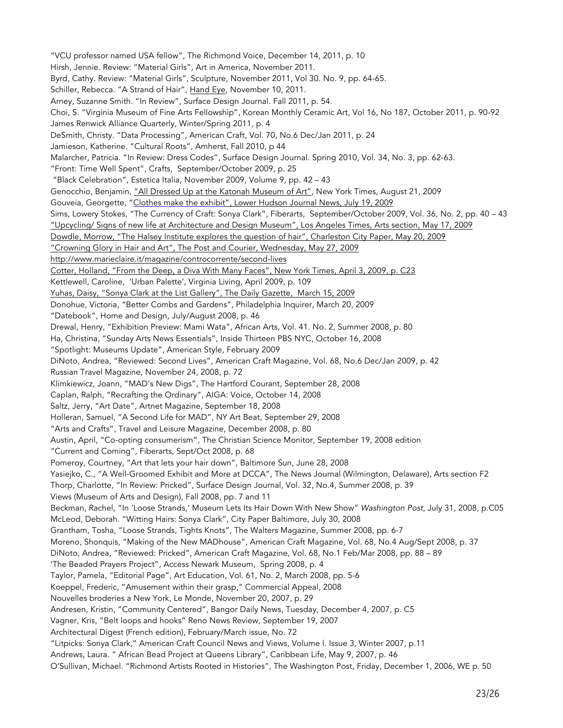"VCU professor named USA fellow", The Richmond Voice, December 14, 2011, p. 10
Hirsh, Jennie. Review: "Material Girls", Art in America, November 2011.
Byrd, Cathy. Review: "Material Girls", Sculpture, November 2011, Vol 30. No. 9, pp. 64-65.
Schiller, Rebecca. "A Strand of Hair", Hand Eye, November 10, 2011.
Arney, Suzanne Smith. "In Review", Surface Design Journal. Fall 2011, p. 54.
Choi, S. "Virginia Museum of Fine Arts Fellowship", Korean Monthly Ceramic Art, Vol 16, No 187, October 2011, p. 90-92
James Renwick Alliance Quarterly, Winter/Spring 2011, p. 4
DeSmith, Christy. "Data Processing", American Craft, Vol. 70, No.6 Dec/Jan 2011, p. 24
Jamieson, Katherine. "Cultural Roots", Amherst, Fall 2010, p 44
Malarcher, Patricia. "In Review: Dress Codes", Surface Design Journal. Spring 2010, Vol. 34, No. 3, pp. 62-63.
"Front: Time Well Spent", Crafts, September/October 2009, p. 25
"Black Celebration", Estetica Italia, November 2009, Volume 9, pp. 42 – 43
Genocchio, Benjamin, "All Dressed Up at the Katonah Museum of Art", New York Times, August 21, 2009
Gouveia, Georgette, "Clothes make the exhibit", Lower Hudson Journal News, July 19, 2009
Sims, Lowery Stokes, "The Currency of Craft: Sonya Clark", Fiberarts, September/October 2009, Vol. 36, No. 2, pp. 40 – 43
"Upcycling/ Signs of new life at Architecture and Design Museum", Los Angeles Times, Arts section, May 17, 2009
Dowdle, Morrow, "The Halsey Institute explores the question of hair", Charleston City Paper, May 20, 2009
"Crowning Glory in Hair and Art", The Post and Courier, Wednesday, May 27, 2009
http://www.marieclaire.it/magazine/controcorrente/second-lives
Cotter, Holland, "From the Deep, a Diva With Many Faces", New York Times, April 3, 2009, p. C23
Kettlewell, Caroline, 'Urban Palette', Virginia Living, April 2009, p. 109
Yuhas, Daisy, "Sonya Clark at the List Gallery", The Daily Gazette, March 15, 2009
Donohue, Victoria, "Better Combs and Gardens", Philadelphia Inquirer, March 20, 2009
"Datebook", Home and Design, July/August 2008, p. 46
Drewal, Henry, "Exhibition Preview: Mami Wata", African Arts, Vol. 41. No. 2, Summer 2008, p. 80
Ha, Christina, "Sunday Arts News Essentials", Inside Thirteen PBS NYC, October 16, 2008
"Spotlight: Museums Update", American Style, February 2009
DiNoto, Andrea, "Reviewed: Second Lives", American Craft Magazine, Vol. 68, No.6 Dec/Jan 2009, p. 42
Russian Travel Magazine, November 24, 2008, p. 72
Klimkiewicz, Joann, "MAD's New Digs", The Hartford Courant, September 28, 2008
Caplan, Ralph, "Recrafting the Ordinary", AIGA: Voice, October 14, 2008
Saltz, Jerry, "Art Date", Artnet Magazine, September 18, 2008
Holleran, Samuel, "A Second Life for MAD", NY Art Beat, September 29, 2008
"Arts and Crafts", Travel and Leisure Magazine, December 2008, p. 80
Austin, April, "Co-opting consumerism", The Christian Science Monitor, September 19, 2008 edition
"Current and Coming", Fiberarts, Sept/Oct 2008, p. 68
Pomeroy, Courtney, "Art that lets your hair down", Baltimore Sun, June 28, 2008
Yasiejko, C., "A Well-Groomed Exhibit and More at DCCA", The News Journal (Wilmington, Delaware), Arts section F2
Thorp, Charlotte, "In Review: Pricked", Surface Design Journal, Vol. 32, No.4, Summer 2008, p. 39
Views (Museum of Arts and Design), Fall 2008, pp. 7 and 11
Beckman, Rachel, "In 'Loose Strands,' Museum Lets Its Hair Down With New Show" *Washington Post*, July 31, 2008, p.C05
McLeod, Deborah. "Witting Hairs: Sonya Clark", City Paper Baltimore, July 30, 2008
Grantham, Tosha, "Loose Strands, Tights Knots", The Walters Magazine, Summer 2008, pp. 6-7
Moreno, Shonquis, "Making of the New MADhouse", American Craft Magazine, Vol. 68, No.4 Aug/Sept 2008, p. 37
DiNoto, Andrea, "Reviewed: Pricked", American Craft Magazine, Vol. 68, No.1 Feb/Mar 2008, pp. 88 – 89
'The Beaded Prayers Project", Access Newark Museum, Spring 2008, p. 4
Taylor, Pamela, "Editorial Page", Art Education, Vol. 61, No. 2, March 2008, pp. 5-6
Koeppel, Frederic, "Amusement within their grasp," Commercial Appeal, 2008
Nouvelles broderies a New York, Le Monde, November 20, 2007, p. 29
Andresen, Kristin, "Community Centered", Bangor Daily News, Tuesday, December 4, 2007, p. C5
Vagner, Kris, "Belt loops and hooks" Reno News Review, September 19, 2007
Architectural Digest (French edition), February/March issue, No. 72
"Litpicks: Sonya Clark," American Craft Council News and Views, Volume l. Issue 3, Winter 2007, p.11
Andrews, Laura. " African Bead Project at Queens Library", Caribbean Life, May 9, 2007, p. 46
O'Sullivan, Michael. "Richmond Artists Rooted in Histories", The Washington Post, Friday, December 1, 2006, WE p. 50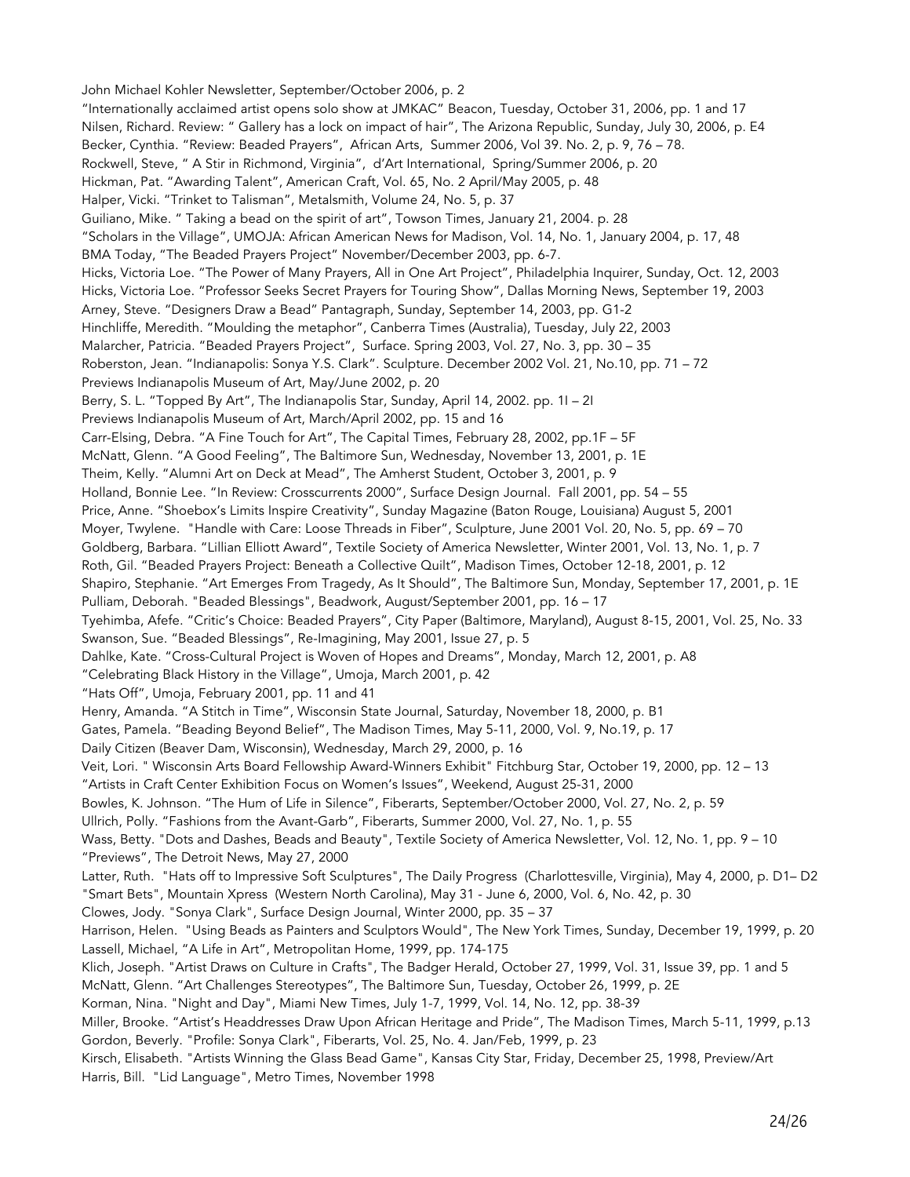John Michael Kohler Newsletter, September/October 2006, p. 2

"Internationally acclaimed artist opens solo show at JMKAC" Beacon, Tuesday, October 31, 2006, pp. 1 and 17

Nilsen, Richard. Review: " Gallery has a lock on impact of hair", The Arizona Republic, Sunday, July 30, 2006, p. E4

Becker, Cynthia. "Review: Beaded Prayers", African Arts, Summer 2006, Vol 39. No. 2, p. 9, 76 – 78.

Rockwell, Steve, " A Stir in Richmond, Virginia", d'Art International, Spring/Summer 2006, p. 20

Hickman, Pat. "Awarding Talent", American Craft, Vol. 65, No. 2 April/May 2005, p. 48

Halper, Vicki. "Trinket to Talisman", Metalsmith, Volume 24, No. 5, p. 37

Guiliano, Mike. " Taking a bead on the spirit of art", Towson Times, January 21, 2004. p. 28

"Scholars in the Village", UMOJA: African American News for Madison, Vol. 14, No. 1, January 2004, p. 17, 48

BMA Today, "The Beaded Prayers Project" November/December 2003, pp. 6-7.

Hicks, Victoria Loe. "The Power of Many Prayers, All in One Art Project", Philadelphia Inquirer, Sunday, Oct. 12, 2003

Hicks, Victoria Loe. "Professor Seeks Secret Prayers for Touring Show", Dallas Morning News, September 19, 2003

Arney, Steve. "Designers Draw a Bead" Pantagraph, Sunday, September 14, 2003, pp. G1-2

Hinchliffe, Meredith. "Moulding the metaphor", Canberra Times (Australia), Tuesday, July 22, 2003

Malarcher, Patricia. "Beaded Prayers Project", Surface. Spring 2003, Vol. 27, No. 3, pp. 30 – 35

Roberston, Jean. "Indianapolis: Sonya Y.S. Clark". Sculpture. December 2002 Vol. 21, No.10, pp. 71 – 72

Previews Indianapolis Museum of Art, May/June 2002, p. 20

Berry, S. L. "Topped By Art", The Indianapolis Star, Sunday, April 14, 2002. pp. 1I – 2I

Previews Indianapolis Museum of Art, March/April 2002, pp. 15 and 16

Carr-Elsing, Debra. "A Fine Touch for Art", The Capital Times, February 28, 2002, pp.1F – 5F

McNatt, Glenn. "A Good Feeling", The Baltimore Sun, Wednesday, November 13, 2001, p. 1E

Theim, Kelly. "Alumni Art on Deck at Mead", The Amherst Student, October 3, 2001, p. 9

Holland, Bonnie Lee. "In Review: Crosscurrents 2000", Surface Design Journal. Fall 2001, pp. 54 – 55

Price, Anne. "Shoebox's Limits Inspire Creativity", Sunday Magazine (Baton Rouge, Louisiana) August 5, 2001

Moyer, Twylene. "Handle with Care: Loose Threads in Fiber", Sculpture, June 2001 Vol. 20, No. 5, pp. 69 – 70

Goldberg, Barbara. "Lillian Elliott Award", Textile Society of America Newsletter, Winter 2001, Vol. 13, No. 1, p. 7

Roth, Gil. "Beaded Prayers Project: Beneath a Collective Quilt", Madison Times, October 12-18, 2001, p. 12

Shapiro, Stephanie. "Art Emerges From Tragedy, As It Should", The Baltimore Sun, Monday, September 17, 2001, p. 1E

Pulliam, Deborah. "Beaded Blessings", Beadwork, August/September 2001, pp. 16 – 17

Tyehimba, Afefe. "Critic's Choice: Beaded Prayers", City Paper (Baltimore, Maryland), August 8-15, 2001, Vol. 25, No. 33

Swanson, Sue. "Beaded Blessings", Re-Imagining, May 2001, Issue 27, p. 5

Dahlke, Kate. "Cross-Cultural Project is Woven of Hopes and Dreams", Monday, March 12, 2001, p. A8

"Celebrating Black History in the Village", Umoja, March 2001, p. 42

"Hats Off", Umoja, February 2001, pp. 11 and 41

Henry, Amanda. "A Stitch in Time", Wisconsin State Journal, Saturday, November 18, 2000, p. B1

Gates, Pamela. "Beading Beyond Belief", The Madison Times, May 5-11, 2000, Vol. 9, No.19, p. 17

Daily Citizen (Beaver Dam, Wisconsin), Wednesday, March 29, 2000, p. 16

Veit, Lori. " Wisconsin Arts Board Fellowship Award-Winners Exhibit" Fitchburg Star, October 19, 2000, pp. 12 – 13

"Artists in Craft Center Exhibition Focus on Women's Issues", Weekend, August 25-31, 2000

Bowles, K. Johnson. "The Hum of Life in Silence", Fiberarts, September/October 2000, Vol. 27, No. 2, p. 59

Ullrich, Polly. "Fashions from the Avant-Garb", Fiberarts, Summer 2000, Vol. 27, No. 1, p. 55

Wass, Betty. "Dots and Dashes, Beads and Beauty", Textile Society of America Newsletter, Vol. 12, No. 1, pp. 9 – 10

"Previews", The Detroit News, May 27, 2000

Latter, Ruth. "Hats off to Impressive Soft Sculptures", The Daily Progress (Charlottesville, Virginia), May 4, 2000, p. D1– D2

"Smart Bets", Mountain Xpress (Western North Carolina), May 31 - June 6, 2000, Vol. 6, No. 42, p. 30

Clowes, Jody. "Sonya Clark", Surface Design Journal, Winter 2000, pp. 35 – 37

Harrison, Helen. "Using Beads as Painters and Sculptors Would", The New York Times, Sunday, December 19, 1999, p. 20

Lassell, Michael, "A Life in Art", Metropolitan Home, 1999, pp. 174-175

Klich, Joseph. "Artist Draws on Culture in Crafts", The Badger Herald, October 27, 1999, Vol. 31, Issue 39, pp. 1 and 5

McNatt, Glenn. "Art Challenges Stereotypes", The Baltimore Sun, Tuesday, October 26, 1999, p. 2E

Korman, Nina. "Night and Day", Miami New Times, July 1-7, 1999, Vol. 14, No. 12, pp. 38-39

Miller, Brooke. "Artist's Headdresses Draw Upon African Heritage and Pride", The Madison Times, March 5-11, 1999, p.13

Gordon, Beverly. "Profile: Sonya Clark", Fiberarts, Vol. 25, No. 4. Jan/Feb, 1999, p. 23

Kirsch, Elisabeth. "Artists Winning the Glass Bead Game", Kansas City Star, Friday, December 25, 1998, Preview/Art

Harris, Bill. "Lid Language", Metro Times, November 1998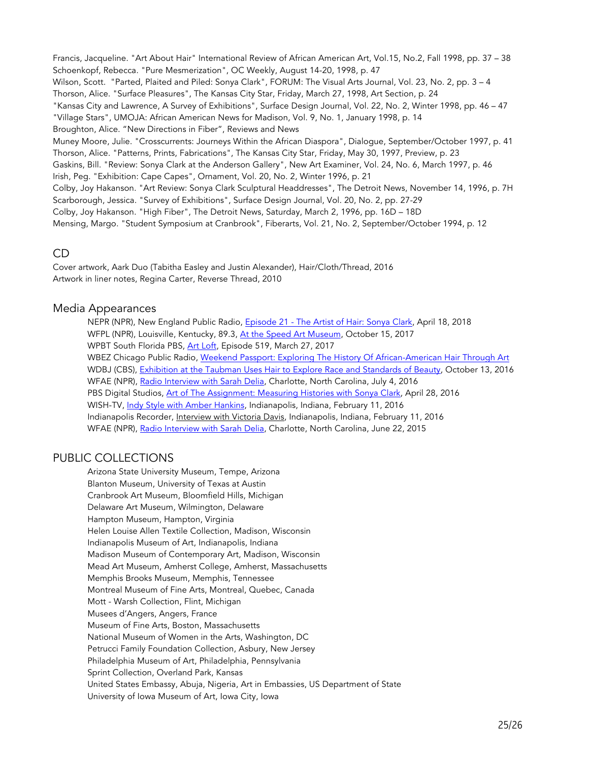Francis, Jacqueline. "Art About Hair" International Review of African American Art, Vol.15, No.2, Fall 1998, pp. 37 – 38
Schoenkopf, Rebecca. "Pure Mesmerization", OC Weekly, August 14-20, 1998, p. 47
Wilson, Scott. "Parted, Plaited and Piled: Sonya Clark", FORUM: The Visual Arts Journal, Vol. 23, No. 2, pp. 3 – 4
Thorson, Alice. "Surface Pleasures", The Kansas City Star, Friday, March 27, 1998, Art Section, p. 24
"Kansas City and Lawrence, A Survey of Exhibitions", Surface Design Journal, Vol. 22, No. 2, Winter 1998, pp. 46 – 47
"Village Stars", UMOJA: African American News for Madison, Vol. 9, No. 1, January 1998, p. 14
Broughton, Alice. "New Directions in Fiber", Reviews and News
Muney Moore, Julie. "Crosscurrents: Journeys Within the African Diaspora", Dialogue, September/October 1997, p. 41
Thorson, Alice. "Patterns, Prints, Fabrications", The Kansas City Star, Friday, May 30, 1997, Preview, p. 23
Gaskins, Bill. "Review: Sonya Clark at the Anderson Gallery", New Art Examiner, Vol. 24, No. 6, March 1997, p. 46
Irish, Peg. "Exhibition: Cape Capes", Ornament, Vol. 20, No. 2, Winter 1996, p. 21
Colby, Joy Hakanson. "Art Review: Sonya Clark Sculptural Headdresses", The Detroit News, November 14, 1996, p. 7H
Scarborough, Jessica. "Survey of Exhibitions", Surface Design Journal, Vol. 20, No. 2, pp. 27-29
Colby, Joy Hakanson. "High Fiber", The Detroit News, Saturday, March 2, 1996, pp. 16D – 18D
Mensing, Margo. "Student Symposium at Cranbrook", Fiberarts, Vol. 21, No. 2, September/October 1994, p. 12

## CD

Cover artwork, Aark Duo (Tabitha Easley and Justin Alexander), Hair/Cloth/Thread, 2016
Artwork in liner notes, Regina Carter, Reverse Thread, 2010

## Media Appearances

NEPR (NPR), New England Public Radio, Episode 21 - The Artist of Hair: Sonya Clark, April 18, 2018
WFPL (NPR), Louisville, Kentucky, 89.3, At the Speed Art Museum, October 15, 2017
WPBT South Florida PBS, Art Loft, Episode 519, March 27, 2017
WBEZ Chicago Public Radio, Weekend Passport: Exploring The History Of African-American Hair Through Art
WDBJ (CBS), Exhibition at the Taubman Uses Hair to Explore Race and Standards of Beauty, October 13, 2016
WFAE (NPR), Radio Interview with Sarah Delia, Charlotte, North Carolina, July 4, 2016
PBS Digital Studios, Art of The Assignment: Measuring Histories with Sonya Clark, April 28, 2016
WISH-TV, Indy Style with Amber Hankins, Indianapolis, Indiana, February 11, 2016
Indianapolis Recorder, Interview with Victoria Davis, Indianapolis, Indiana, February 11, 2016
WFAE (NPR), Radio Interview with Sarah Delia, Charlotte, North Carolina, June 22, 2015

## PUBLIC COLLECTIONS

Arizona State University Museum, Tempe, Arizona
Blanton Museum, University of Texas at Austin
Cranbrook Art Museum, Bloomfield Hills, Michigan
Delaware Art Museum, Wilmington, Delaware
Hampton Museum, Hampton, Virginia
Helen Louise Allen Textile Collection, Madison, Wisconsin
Indianapolis Museum of Art, Indianapolis, Indiana
Madison Museum of Contemporary Art, Madison, Wisconsin
Mead Art Museum, Amherst College, Amherst, Massachusetts
Memphis Brooks Museum, Memphis, Tennessee
Montreal Museum of Fine Arts, Montreal, Quebec, Canada
Mott - Warsh Collection, Flint, Michigan
Musees d'Angers, Angers, France
Museum of Fine Arts, Boston, Massachusetts
National Museum of Women in the Arts, Washington, DC
Petrucci Family Foundation Collection, Asbury, New Jersey
Philadelphia Museum of Art, Philadelphia, Pennsylvania
Sprint Collection, Overland Park, Kansas
United States Embassy, Abuja, Nigeria, Art in Embassies, US Department of State
University of Iowa Museum of Art, Iowa City, Iowa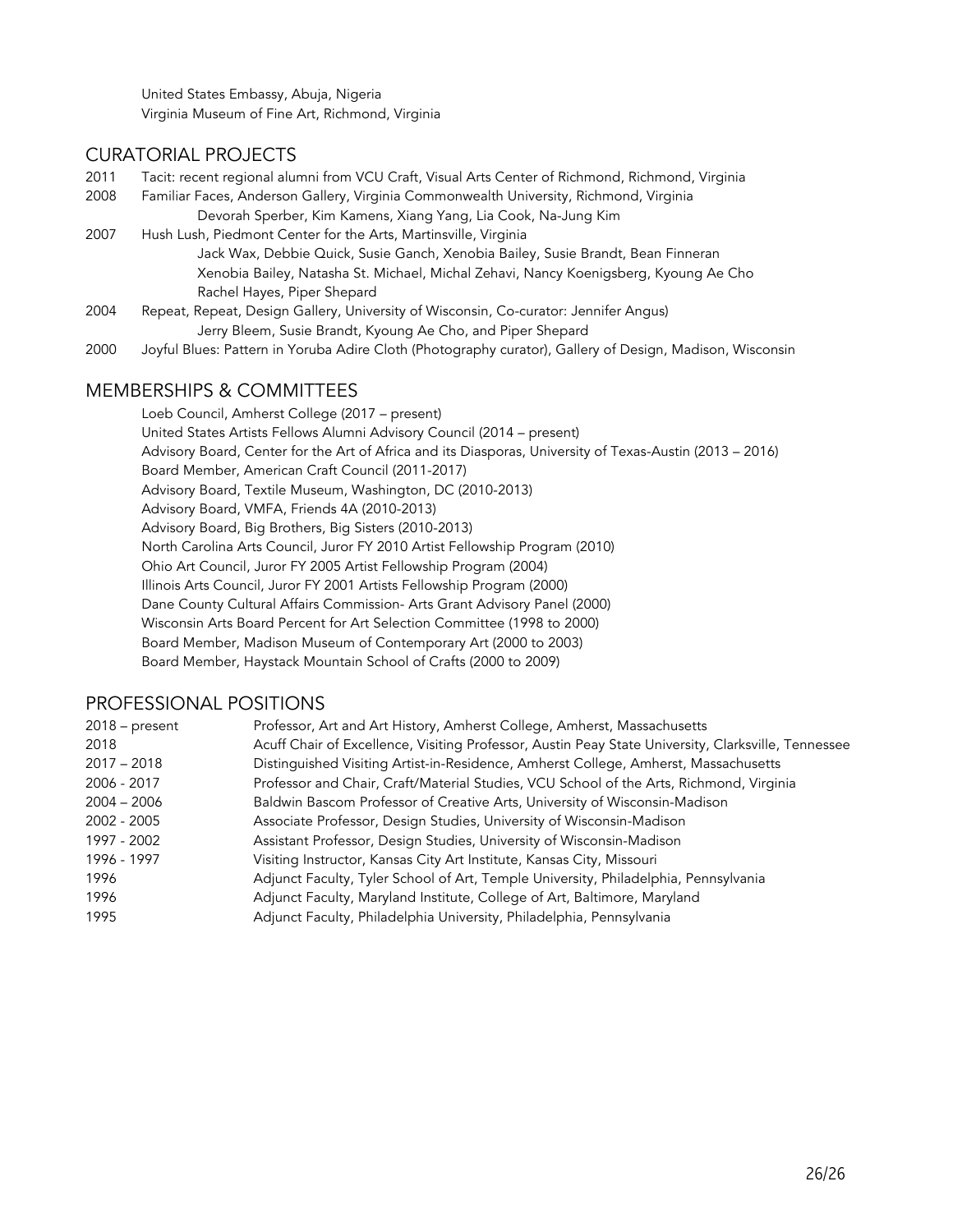United States Embassy, Abuja, Nigeria
Virginia Museum of Fine Art, Richmond, Virginia

## CURATORIAL PROJECTS

2011 Tacit: recent regional alumni from VCU Craft, Visual Arts Center of Richmond, Richmond, Virginia

2008 Familiar Faces, Anderson Gallery, Virginia Commonwealth University, Richmond, Virginia
Devorah Sperber, Kim Kamens, Xiang Yang, Lia Cook, Na-Jung Kim

2007 Hush Lush, Piedmont Center for the Arts, Martinsville, Virginia
Jack Wax, Debbie Quick, Susie Ganch, Xenobia Bailey, Susie Brandt, Bean Finneran
Xenobia Bailey, Natasha St. Michael, Michal Zehavi, Nancy Koenigsberg, Kyoung Ae Cho
Rachel Hayes, Piper Shepard

2004 Repeat, Repeat, Design Gallery, University of Wisconsin, Co-curator: Jennifer Angus)
Jerry Bleem, Susie Brandt, Kyoung Ae Cho, and Piper Shepard

2000 Joyful Blues: Pattern in Yoruba Adire Cloth (Photography curator), Gallery of Design, Madison, Wisconsin

## MEMBERSHIPS & COMMITTEES

Loeb Council, Amherst College (2017 – present)
United States Artists Fellows Alumni Advisory Council (2014 – present)
Advisory Board, Center for the Art of Africa and its Diasporas, University of Texas-Austin (2013 – 2016)
Board Member, American Craft Council (2011-2017)
Advisory Board, Textile Museum, Washington, DC (2010-2013)
Advisory Board, VMFA, Friends 4A (2010-2013)
Advisory Board, Big Brothers, Big Sisters (2010-2013)
North Carolina Arts Council, Juror FY 2010 Artist Fellowship Program (2010)
Ohio Art Council, Juror FY 2005 Artist Fellowship Program (2004)
Illinois Arts Council, Juror FY 2001 Artists Fellowship Program (2000)
Dane County Cultural Affairs Commission- Arts Grant Advisory Panel (2000)
Wisconsin Arts Board Percent for Art Selection Committee (1998 to 2000)
Board Member, Madison Museum of Contemporary Art (2000 to 2003)
Board Member, Haystack Mountain School of Crafts (2000 to 2009)

## PROFESSIONAL POSITIONS

2018 – present Professor, Art and Art History, Amherst College, Amherst, Massachusetts
2018 Acuff Chair of Excellence, Visiting Professor, Austin Peay State University, Clarksville, Tennessee
2017 – 2018 Distinguished Visiting Artist-in-Residence, Amherst College, Amherst, Massachusetts
2006 - 2017 Professor and Chair, Craft/Material Studies, VCU School of the Arts, Richmond, Virginia
2004 – 2006 Baldwin Bascom Professor of Creative Arts, University of Wisconsin-Madison
2002 - 2005 Associate Professor, Design Studies, University of Wisconsin-Madison
1997 - 2002 Assistant Professor, Design Studies, University of Wisconsin-Madison
1996 - 1997 Visiting Instructor, Kansas City Art Institute, Kansas City, Missouri
1996 Adjunct Faculty, Tyler School of Art, Temple University, Philadelphia, Pennsylvania
1996 Adjunct Faculty, Maryland Institute, College of Art, Baltimore, Maryland
1995 Adjunct Faculty, Philadelphia University, Philadelphia, Pennsylvania